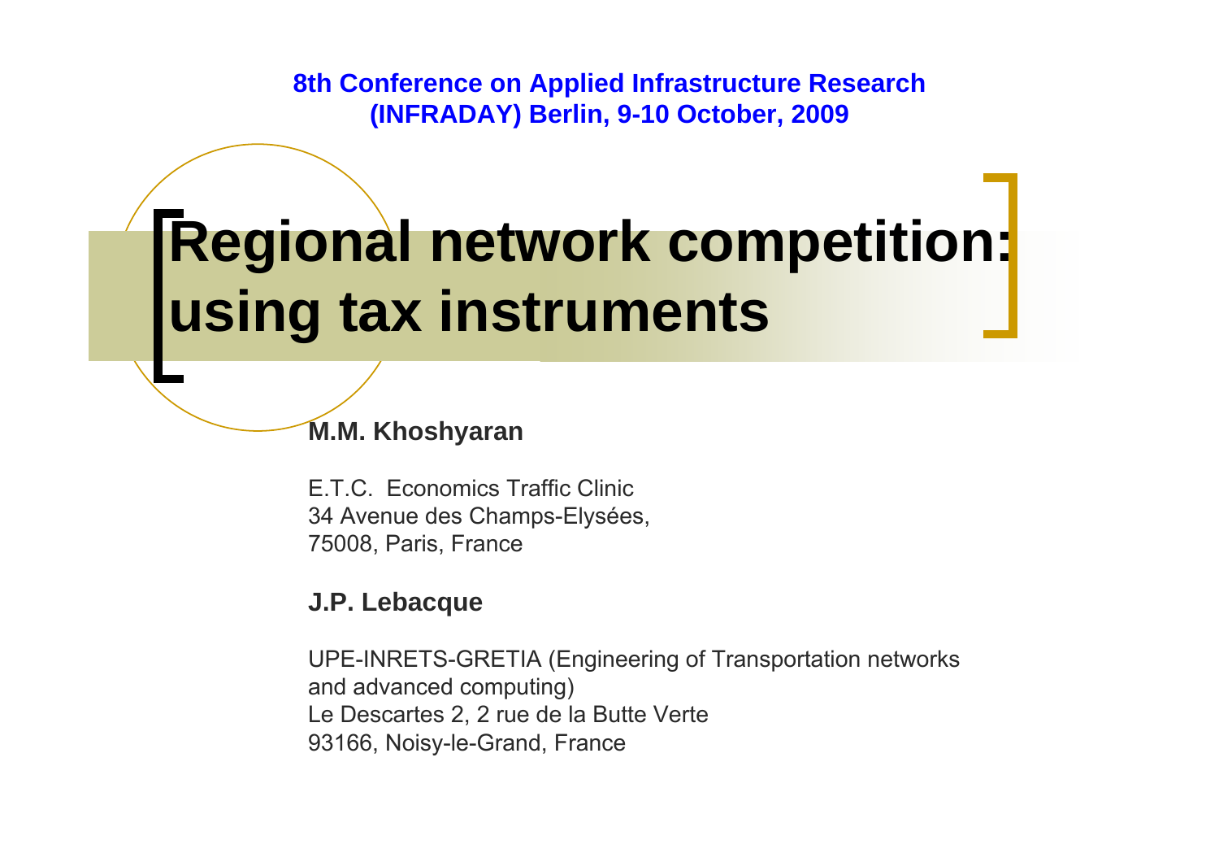**8th Conference on Applied Infrastructure Research (INFRADAY) Berlin, 9-10 October, 2009**

# Regional network competition: using tax instruments

**M.M. Khoshyaran**

E.T.C. Economics Traffic Clinic
34 Avenue des Champs-Elysées,
75008, Paris, France

**J.P. Lebacque**

UPE-INRETS-GRETIA (Engineering of Transportation networks and advanced computing)
Le Descartes 2, 2 rue de la Butte Verte
93166, Noisy-le-Grand, France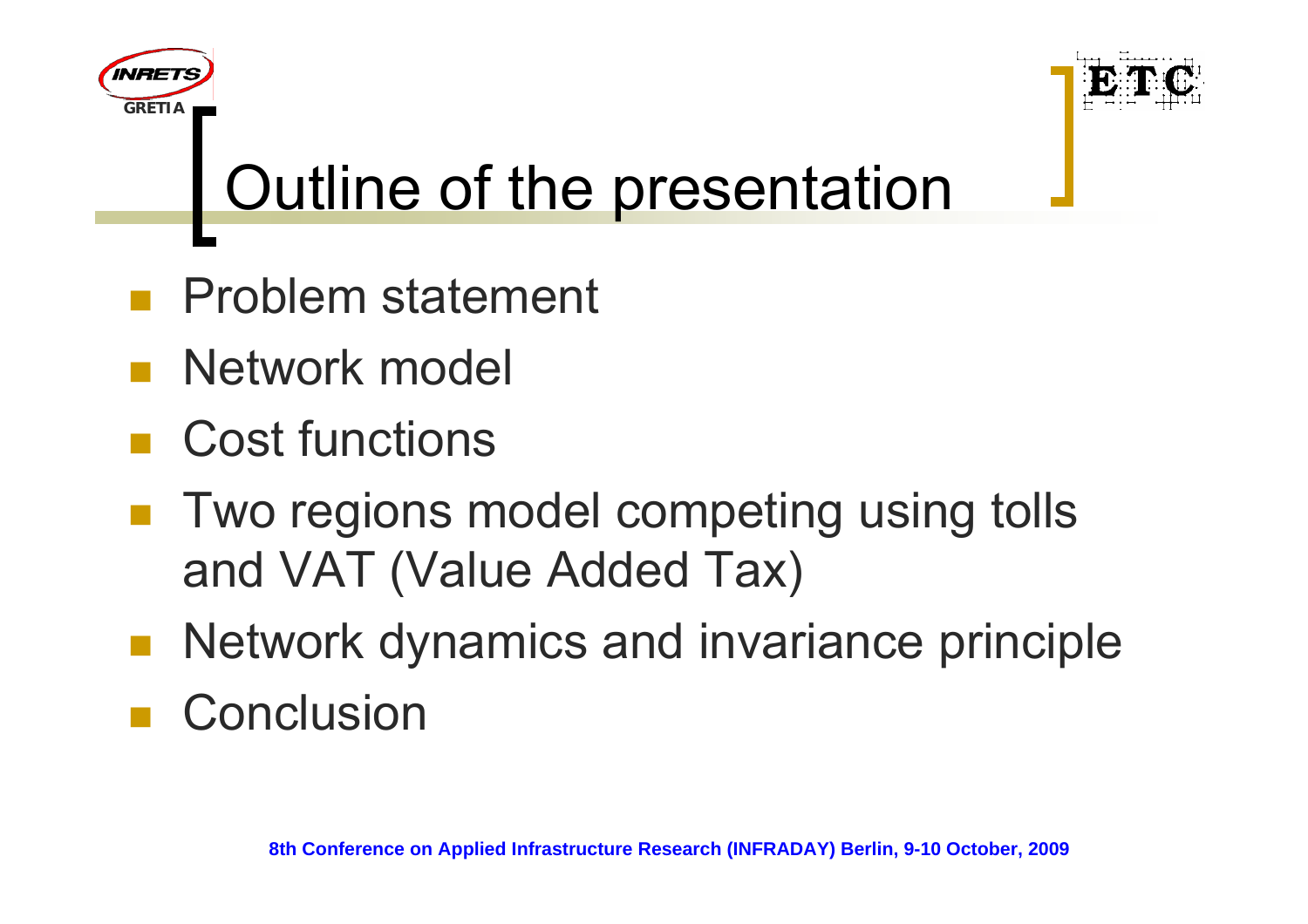# Outline of the presentation

- Problem statement
- Network model
- Cost functions
- Two regions model competing using tolls and VAT (Value Added Tax)
- Network dynamics and invariance principle
- Conclusion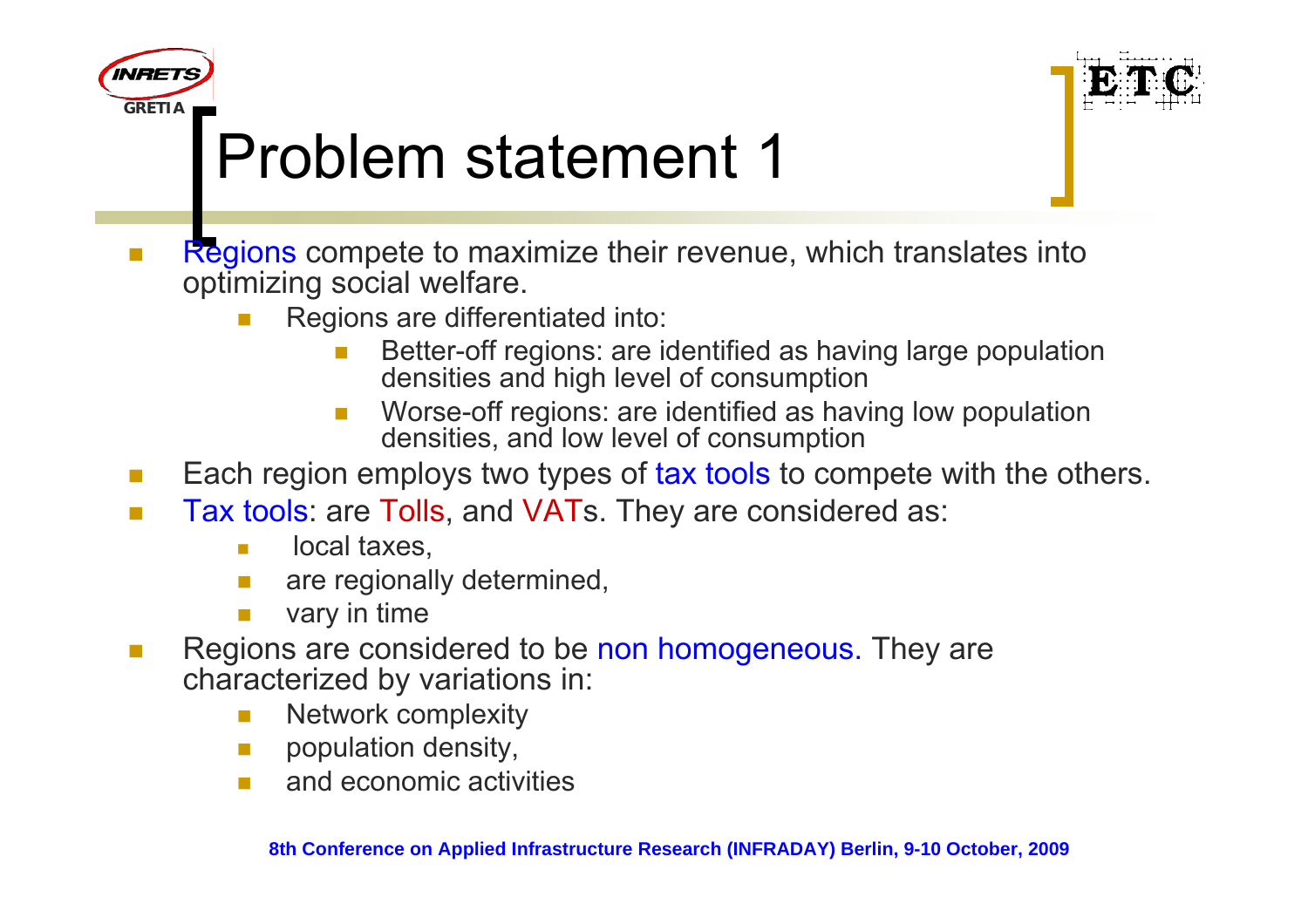# Problem statement 1

- Regions compete to maximize their revenue, which translates into optimizing social welfare.
  - Regions are differentiated into:
    - Better-off regions: are identified as having large population densities and high level of consumption
    - Worse-off regions: are identified as having low population densities, and low level of consumption
- Each region employs two types of tax tools to compete with the others.
- Tax tools: are Tolls, and VATs. They are considered as:
  - local taxes,
  - are regionally determined,
  - vary in time
- Regions are considered to be non homogeneous. They are characterized by variations in:
  - Network complexity
  - population density,
  - and economic activities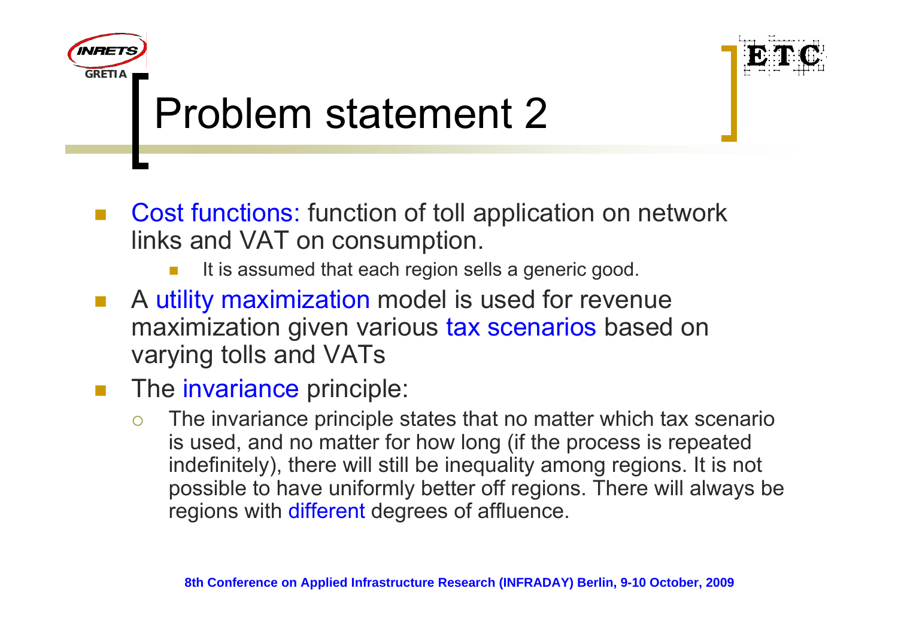# Problem statement 2

- Cost functions: function of toll application on network links and VAT on consumption.
  - It is assumed that each region sells a generic good.
- A utility maximization model is used for revenue maximization given various tax scenarios based on varying tolls and VATs
- The invariance principle:
  - The invariance principle states that no matter which tax scenario is used, and no matter for how long (if the process is repeated indefinitely), there will still be inequality among regions. It is not possible to have uniformly better off regions. There will always be regions with different degrees of affluence.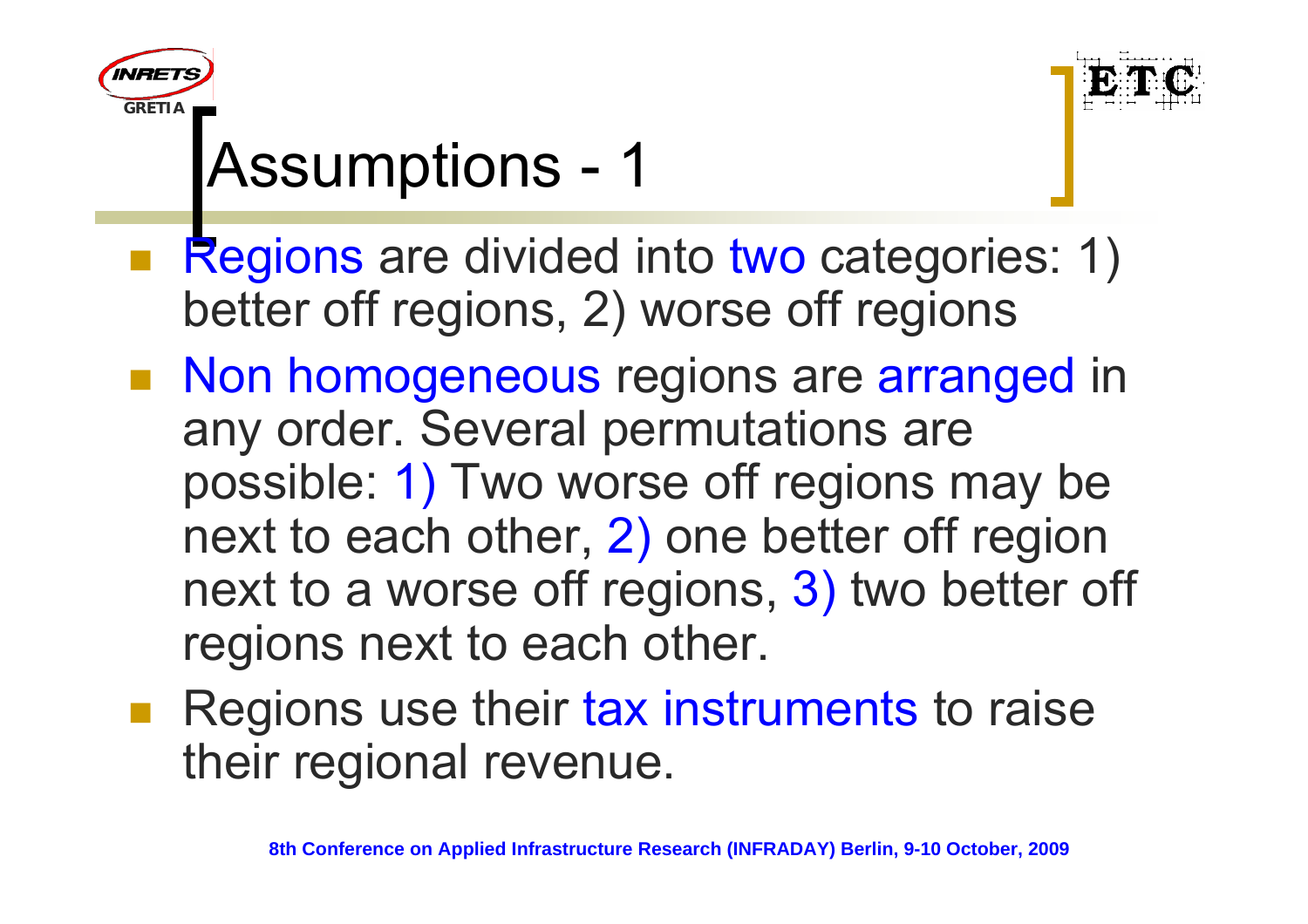# Assumptions - 1

- Regions are divided into two categories: 1) better off regions, 2) worse off regions
- Non homogeneous regions are arranged in any order. Several permutations are possible: 1) Two worse off regions may be next to each other, 2) one better off region next to a worse off regions, 3) two better off regions next to each other.
- Regions use their tax instruments to raise their regional revenue.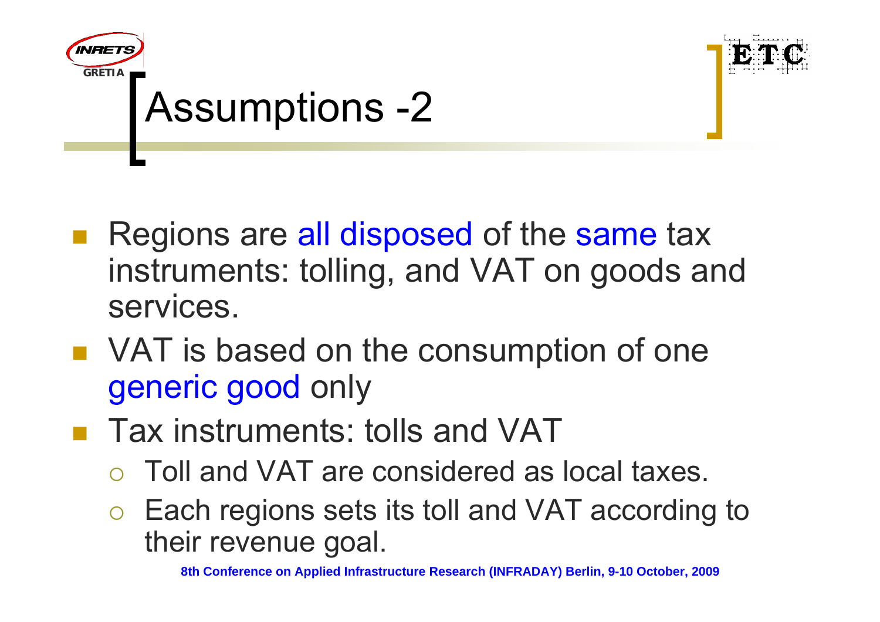# Assumptions -2

- Regions are all disposed of the same tax instruments: tolling, and VAT on goods and services.
- VAT is based on the consumption of one generic good only
- Tax instruments: tolls and VAT
  - Toll and VAT are considered as local taxes.
  - Each regions sets its toll and VAT according to their revenue goal.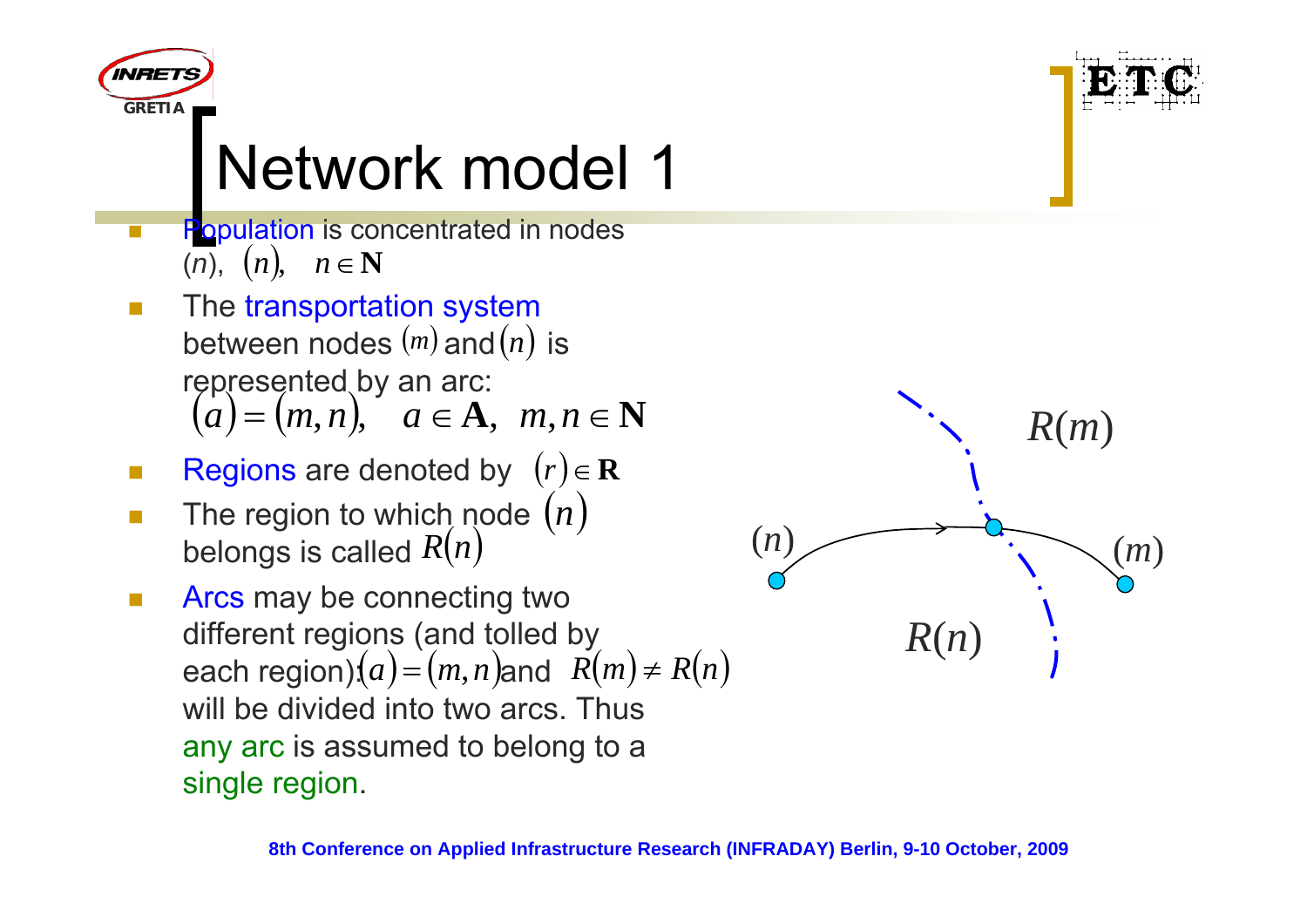# Network model 1

- Population is concentrated in nodes $(n)$, $(n), \quad n \in \mathbf{N}$
- The transportation system between nodes $(m)$ and $(n)$ is represented by an arc:
  $(a) = (m, n), \quad a \in \mathbf{A}, \;\; m, n \in \mathbf{N}$
- Regions are denoted by $(r) \in \mathbf{R}$
- The region to which node $(n)$ belongs is called $R(n)$
- Arcs may be connecting two different regions (and tolled by each region): $(a) = (m, n)$ and $R(m) \neq R(n)$ will be divided into two arcs. Thus any arc is assumed to belong to a single region.

$R(m)$

$(n)$ $(m)$

$R(n)$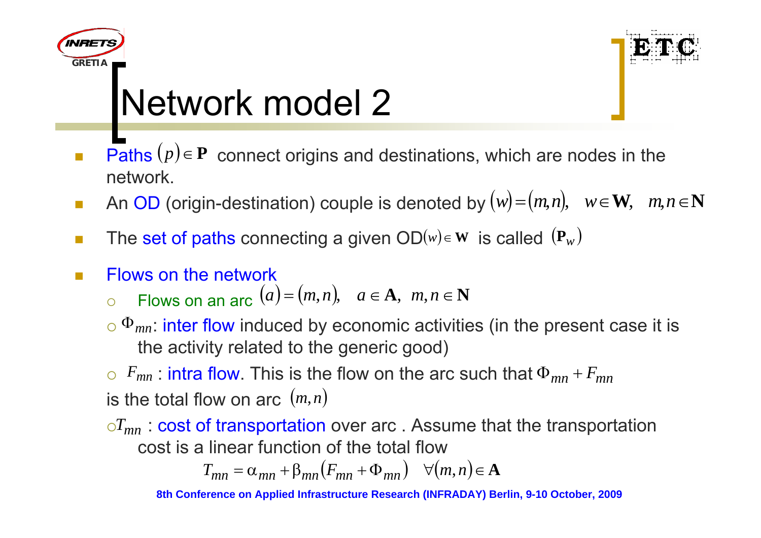# Network model 2

- Paths $(p) \in \mathbf{P}$ connect origins and destinations, which are nodes in the network.
- An OD (origin-destination) couple is denoted by $(w) = (m,n), \quad w \in \mathbf{W}, \quad m,n \in \mathbf{N}$
- The set of paths connecting a given OD$(w) \in \mathbf{W}$ is called $(\mathbf{P}_w)$
- Flows on the network
  - Flows on an arc $(a) = (m,n), \quad a \in \mathbf{A}, \; m,n \in \mathbf{N}$
  - $\Phi_{mn}$: inter flow induced by economic activities (in the present case it is the activity related to the generic good)
  - $F_{mn}$ : intra flow. This is the flow on the arc such that $\Phi_{mn} + F_{mn}$

  is the total flow on arc $(m,n)$

  - $T_{mn}$ : cost of transportation over arc . Assume that the transportation cost is a linear function of the total flow

$$T_{mn} = \alpha_{mn} + \beta_{mn}(F_{mn} + \Phi_{mn}) \quad \forall (m,n) \in \mathbf{A}$$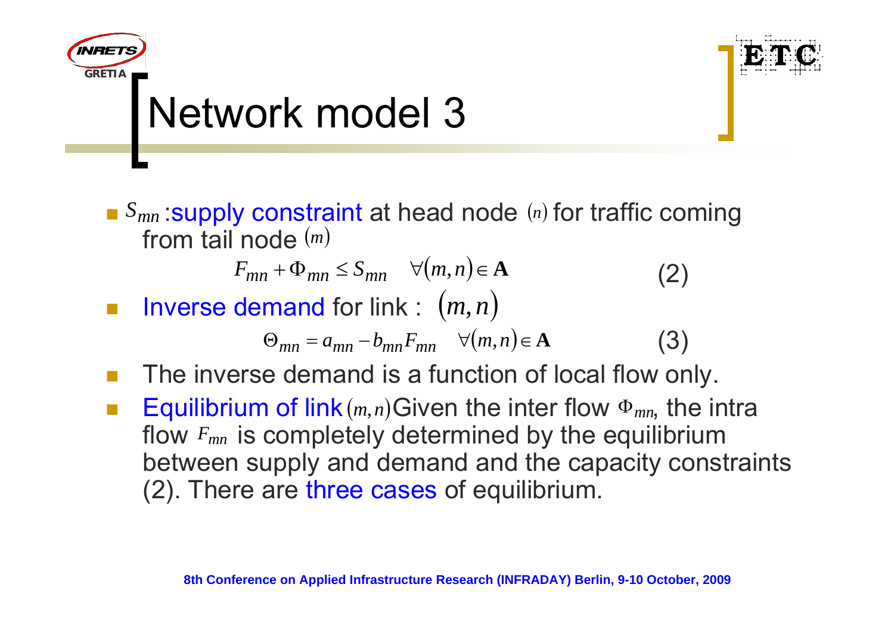# Network model 3

- $S_{mn}$ :supply constraint at head node $(n)$ for traffic coming from tail node $(m)$

$$F_{mn} + \Phi_{mn} \leq S_{mn} \quad \forall (m,n) \in \mathbf{A} \qquad (2)$$

- Inverse demand for link : $(m,n)$

$$\Theta_{mn} = a_{mn} - b_{mn} F_{mn} \quad \forall (m,n) \in \mathbf{A} \qquad (3)$$

- The inverse demand is a function of local flow only.
- Equilibrium of link $(m,n)$ Given the inter flow $\Phi_{mn}$, the intra flow $F_{mn}$ is completely determined by the equilibrium between supply and demand and the capacity constraints (2). There are three cases of equilibrium.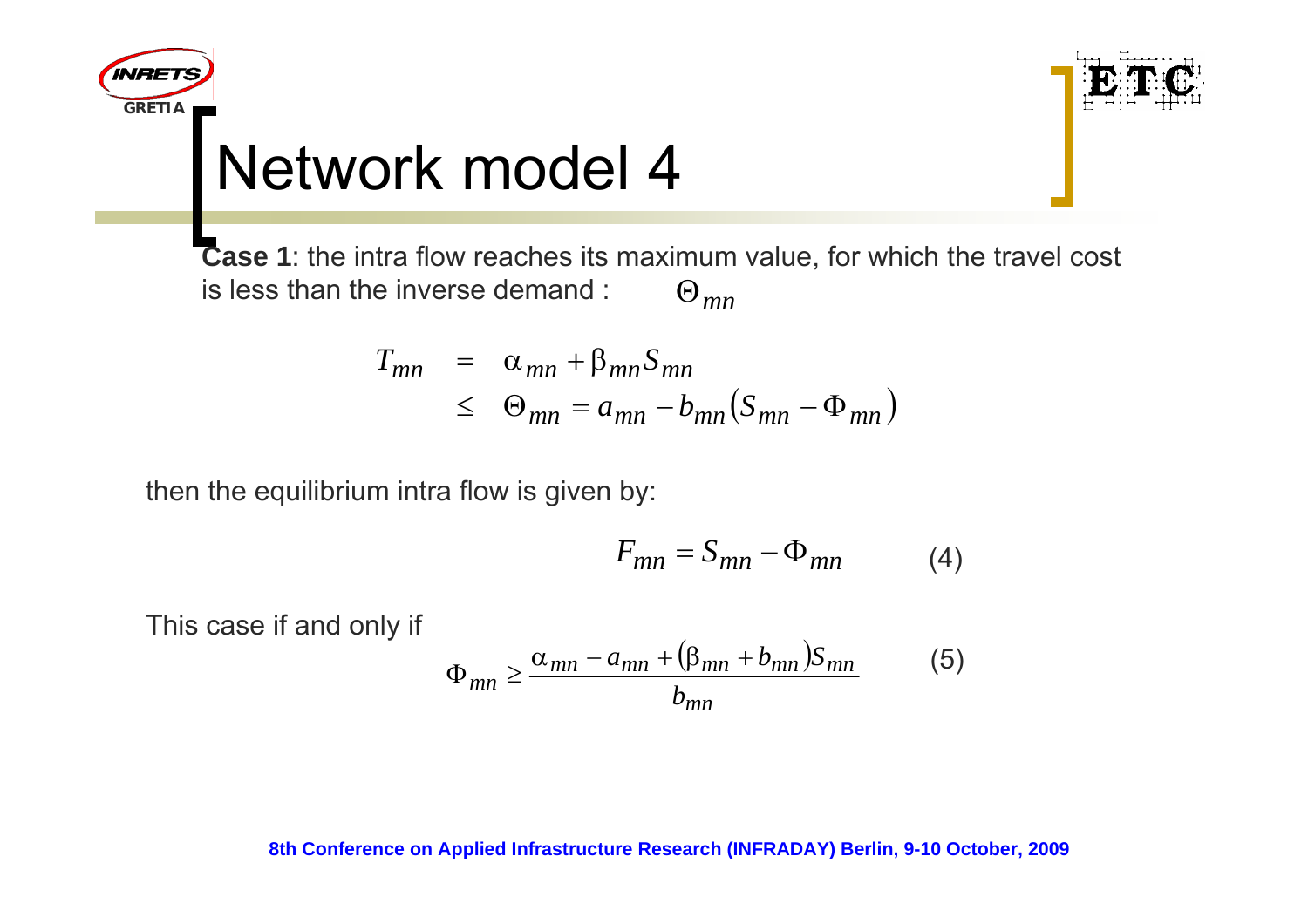# Network model 4

**Case 1**: the intra flow reaches its maximum value, for which the travel cost is less than the inverse demand : $\Theta_{mn}$

$$
\begin{aligned}
T_{mn} &= \alpha_{mn} + \beta_{mn} S_{mn} \\
&\leq \Theta_{mn} = a_{mn} - b_{mn}\left(S_{mn} - \Phi_{mn}\right)
\end{aligned}
$$

then the equilibrium intra flow is given by:

$$F_{mn} = S_{mn} - \Phi_{mn} \qquad (4)$$

This case if and only if

$$\Phi_{mn} \geq \frac{\alpha_{mn} - a_{mn} + \left(\beta_{mn} + b_{mn}\right) S_{mn}}{b_{mn}} \qquad (5)$$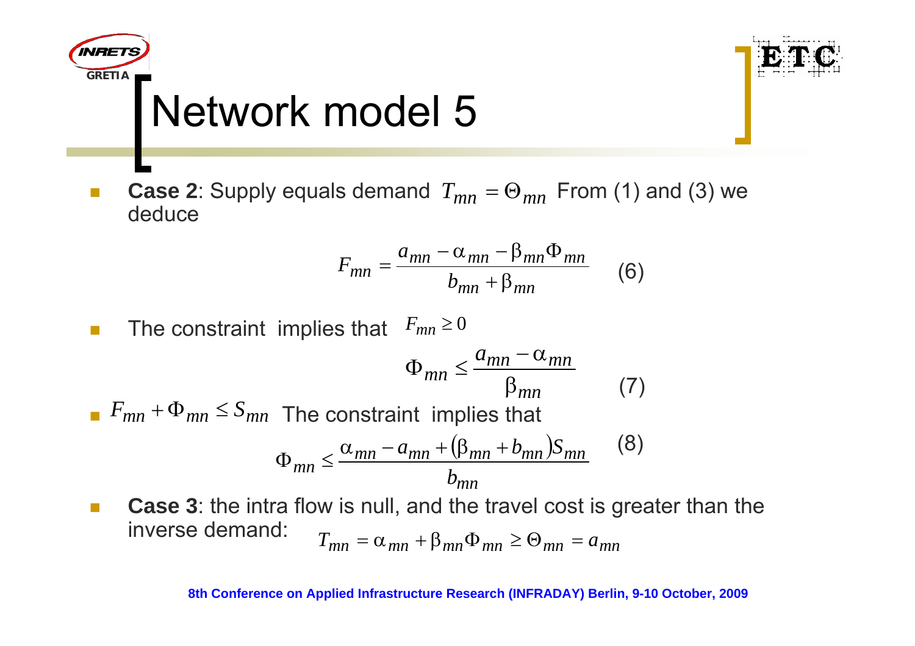# Network model 5

- **Case 2**: Supply equals demand $T_{mn} = \Theta_{mn}$ From (1) and (3) we deduce

$$F_{mn} = \frac{a_{mn} - \alpha_{mn} - \beta_{mn}\Phi_{mn}}{b_{mn} + \beta_{mn}} \quad (6)$$

- The constraint implies that $F_{mn} \geq 0$

$$\Phi_{mn} \leq \frac{a_{mn} - \alpha_{mn}}{\beta_{mn}} \quad (7)$$

- $F_{mn} + \Phi_{mn} \leq S_{mn}$ The constraint implies that

$$\Phi_{mn} \leq \frac{\alpha_{mn} - a_{mn} + (\beta_{mn} + b_{mn})S_{mn}}{b_{mn}} \quad (8)$$

- **Case 3**: the intra flow is null, and the travel cost is greater than the inverse demand: $T_{mn} = \alpha_{mn} + \beta_{mn}\Phi_{mn} \geq \Theta_{mn} = a_{mn}$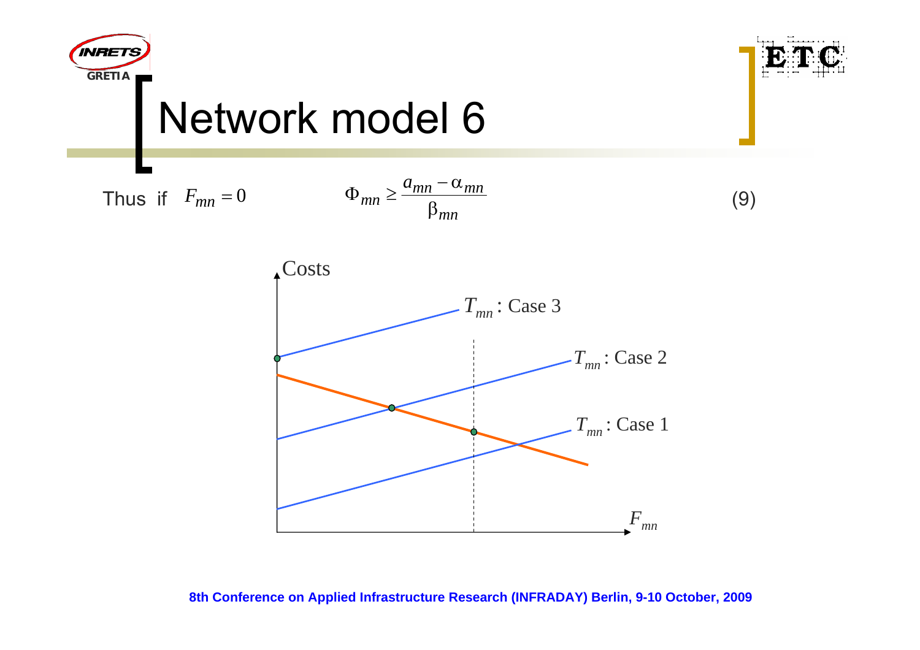# Network model 6

Thus if $F_{mn} = 0$

$$\Phi_{mn} \geq \frac{a_{mn} - \alpha_{mn}}{\beta_{mn}} \tag{9}$$

Costs

$T_{mn}$ : Case 3

$T_{mn}$ : Case 2

$T_{mn}$ : Case 1

$F_{mn}$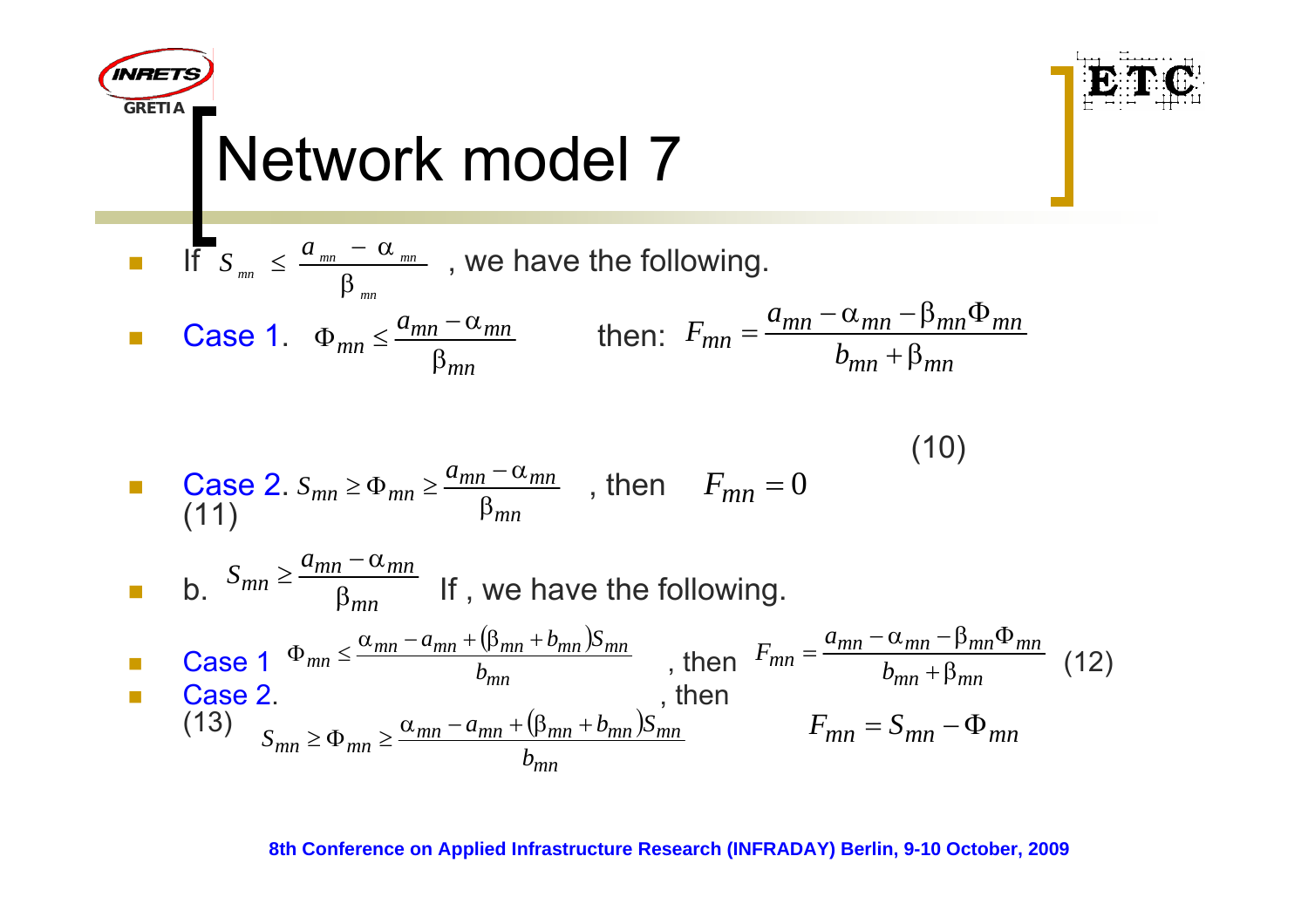# Network model 7

- If $S_{mn} \le \dfrac{a_{mn} - \alpha_{mn}}{\beta_{mn}}$ , we have the following.
- Case 1. $\Phi_{mn} \le \dfrac{a_{mn} - \alpha_{mn}}{\beta_{mn}}$ then: $F_{mn} = \dfrac{a_{mn} - \alpha_{mn} - \beta_{mn}\Phi_{mn}}{b_{mn} + \beta_{mn}}$ (10)
- Case 2. $S_{mn} \ge \Phi_{mn} \ge \dfrac{a_{mn} - \alpha_{mn}}{\beta_{mn}}$ , then $F_{mn} = 0$ (11)
- b. $S_{mn} \ge \dfrac{a_{mn} - \alpha_{mn}}{\beta_{mn}}$ If , we have the following.
- Case 1 $\Phi_{mn} \le \dfrac{\alpha_{mn} - a_{mn} + (\beta_{mn} + b_{mn})S_{mn}}{b_{mn}}$ , then $F_{mn} = \dfrac{a_{mn} - \alpha_{mn} - \beta_{mn}\Phi_{mn}}{b_{mn} + \beta_{mn}}$ (12)
- Case 2. $S_{mn} \ge \Phi_{mn} \ge \dfrac{\alpha_{mn} - a_{mn} + (\beta_{mn} + b_{mn})S_{mn}}{b_{mn}}$ , then $F_{mn} = S_{mn} - \Phi_{mn}$ (13)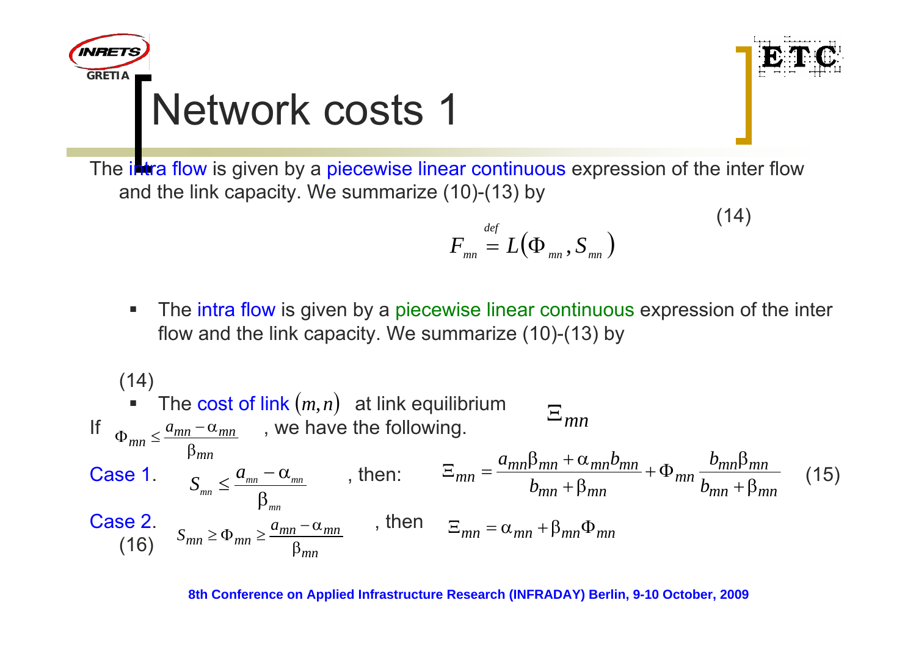# Network costs 1

The intra flow is given by a piecewise linear continuous expression of the inter flow and the link capacity. We summarize (10)-(13) by

$$F_{mn} \overset{def}{=} L\left(\Phi_{mn}, S_{mn}\right) \quad (14)$$

- The intra flow is given by a piecewise linear continuous expression of the inter flow and the link capacity. We summarize (10)-(13) by

(14)

- The cost of link $(m,n)$ at link equilibrium $\Xi_{mn}$

If $\Phi_{mn} \leq \frac{a_{mn} - \alpha_{mn}}{\beta_{mn}}$, we have the following.

Case 1. $S_{mn} \leq \frac{a_{mn} - \alpha_{mn}}{\beta_{mn}}$, then:

$$\Xi_{mn} = \frac{a_{mn}\beta_{mn} + \alpha_{mn} b_{mn}}{b_{mn} + \beta_{mn}} + \Phi_{mn} \frac{b_{mn}\beta_{mn}}{b_{mn} + \beta_{mn}} \quad (15)$$

Case 2. $S_{mn} \geq \Phi_{mn} \geq \frac{a_{mn} - \alpha_{mn}}{\beta_{mn}}$, then

$$\Xi_{mn} = \alpha_{mn} + \beta_{mn}\Phi_{mn} \quad (16)$$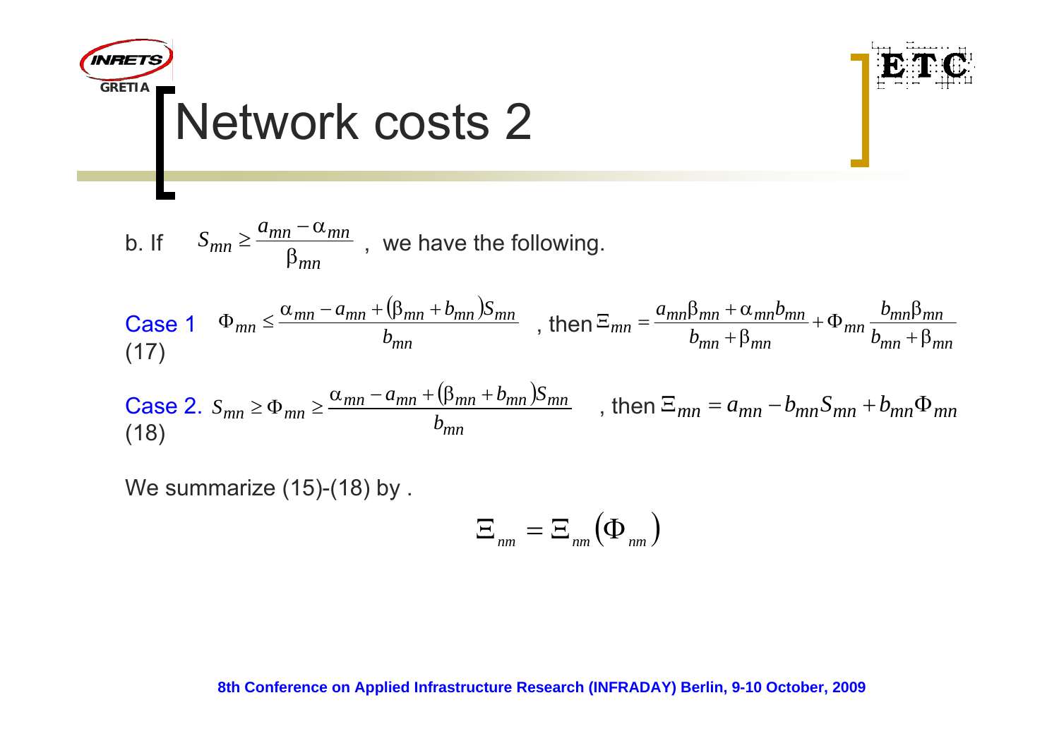# Network costs 2

b. If $S_{mn} \geq \dfrac{a_{mn} - \alpha_{mn}}{\beta_{mn}}$ , we have the following.

Case 1 (17) $\Phi_{mn} \leq \dfrac{\alpha_{mn} - a_{mn} + (\beta_{mn} + b_{mn})S_{mn}}{b_{mn}}$ , then $\Xi_{mn} = \dfrac{a_{mn}\beta_{mn} + \alpha_{mn}b_{mn}}{b_{mn} + \beta_{mn}} + \Phi_{mn}\dfrac{b_{mn}\beta_{mn}}{b_{mn} + \beta_{mn}}$

Case 2. (18) $S_{mn} \geq \Phi_{mn} \geq \dfrac{\alpha_{mn} - a_{mn} + (\beta_{mn} + b_{mn})S_{mn}}{b_{mn}}$ , then $\Xi_{mn} = a_{mn} - b_{mn}S_{mn} + b_{mn}\Phi_{mn}$

We summarize (15)-(18) by .

$$\Xi_{nm} = \Xi_{nm}\left(\Phi_{nm}\right)$$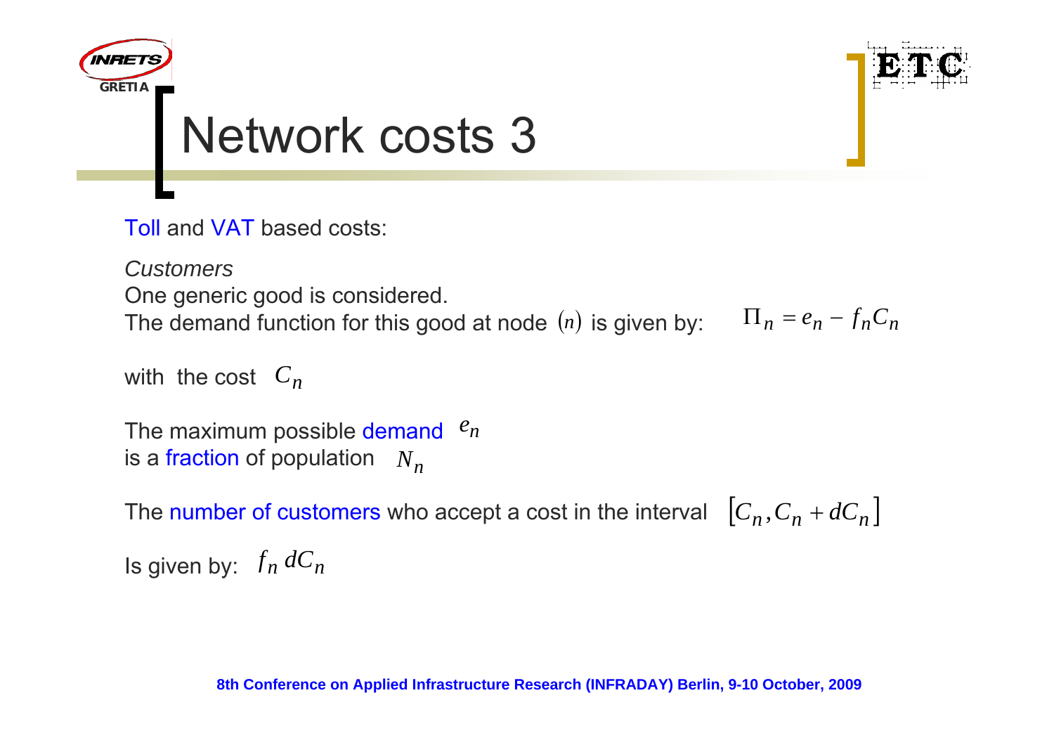# Network costs 3

Toll and VAT based costs:

*Customers*

One generic good is considered.

The demand function for this good at node $(n)$ is given by: $\Pi_n = e_n - f_n C_n$

with the cost $C_n$

The maximum possible demand $e_n$ is a fraction of population $N_n$

The number of customers who accept a cost in the interval $[C_n, C_n + dC_n]$

Is given by: $f_n \, dC_n$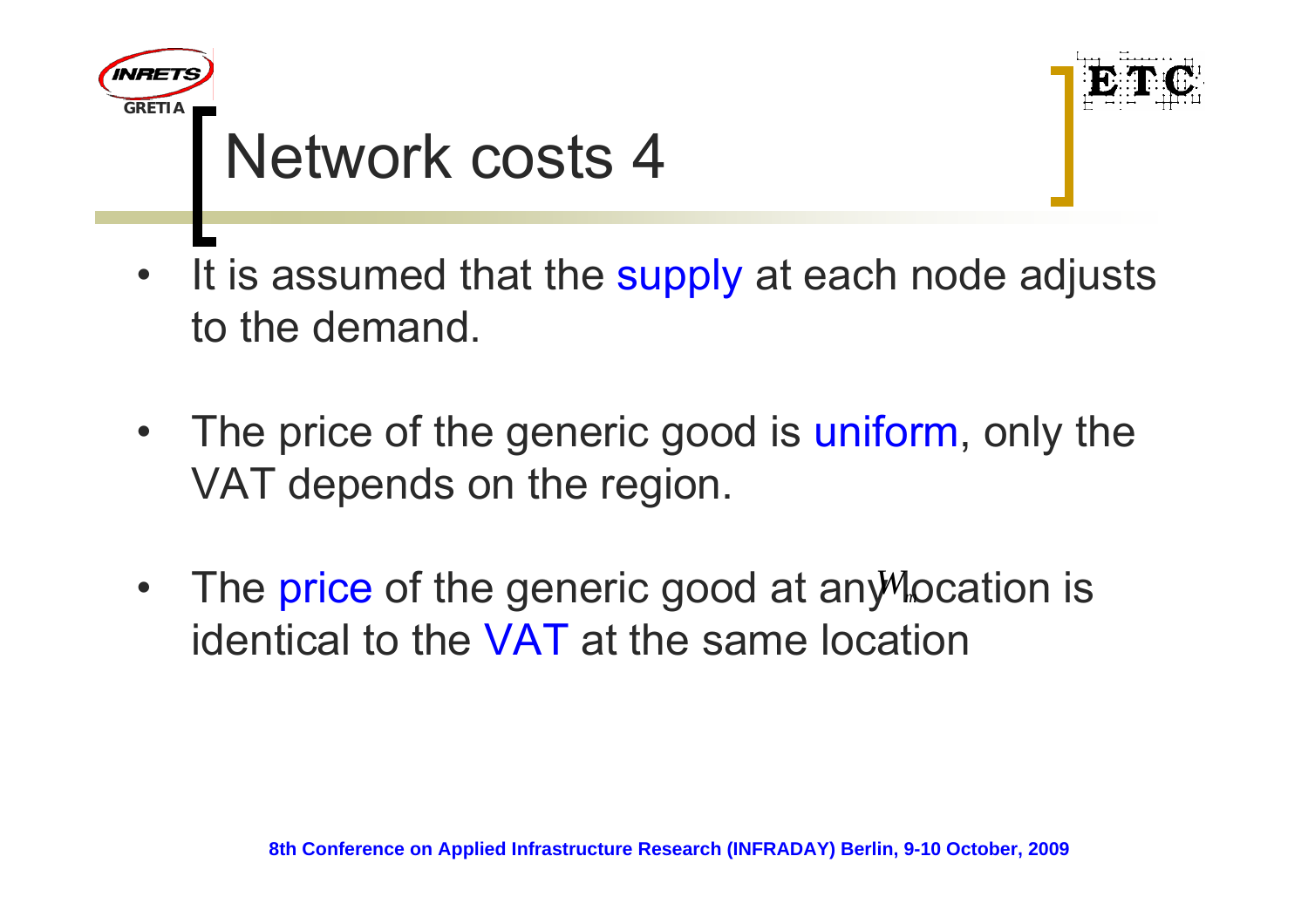# Network costs 4

- It is assumed that the supply at each node adjusts to the demand.
- The price of the generic good is uniform, only the VAT depends on the region.
- The price of the generic good at any location is identical to the VAT at the same location $w_n$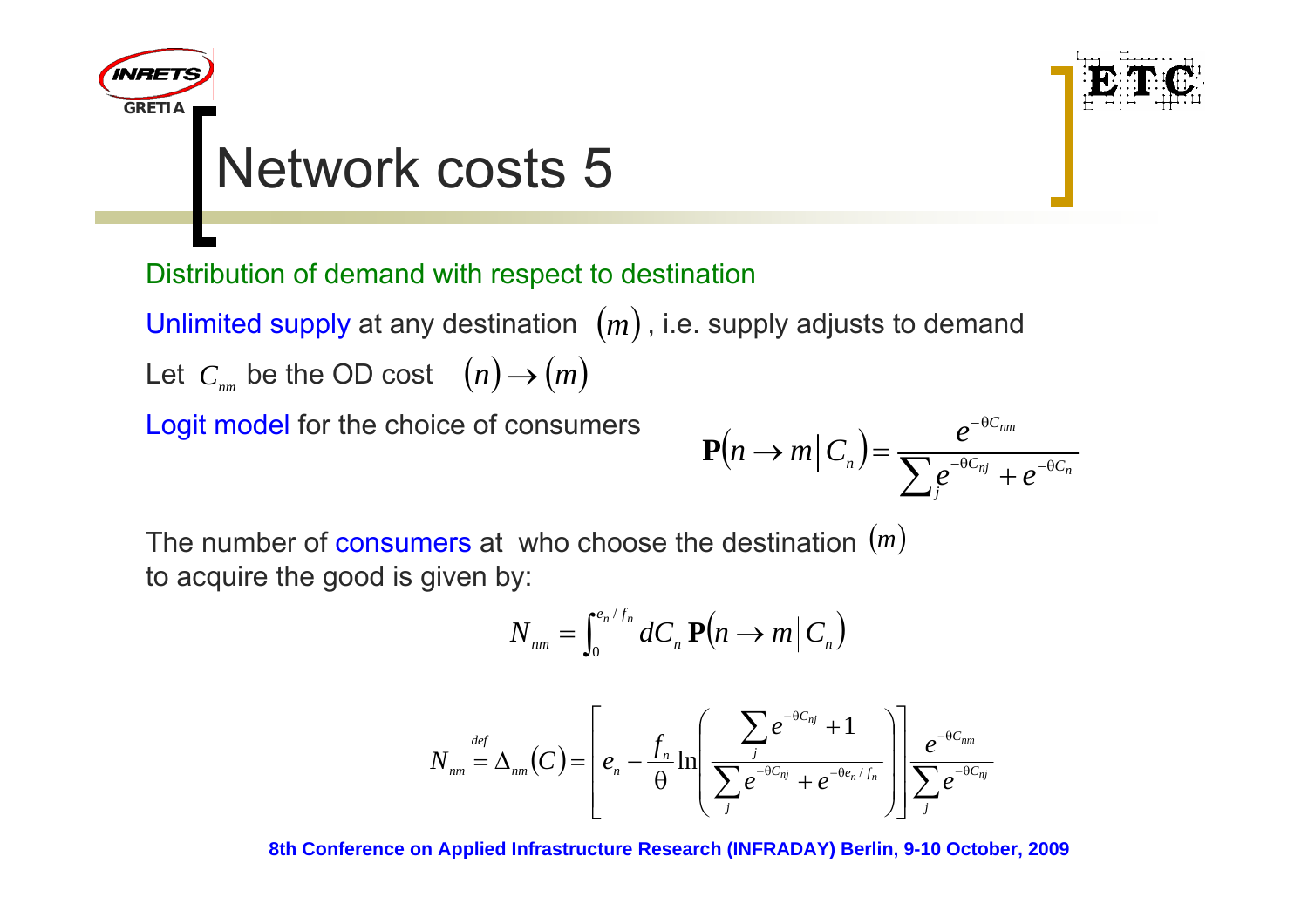# Network costs 5

Distribution of demand with respect to destination

Unlimited supply at any destination $(m)$, i.e. supply adjusts to demand

Let $C_{nm}$ be the OD cost $(n) \rightarrow (m)$

Logit model for the choice of consumers

$$\mathbf{P}\left(n \rightarrow m \middle| C_n\right) = \frac{e^{-\theta C_{nm}}}{\sum_j e^{-\theta C_{nj}} + e^{-\theta C_n}}$$

The number of consumers at who choose the destination $(m)$ to acquire the good is given by:

$$N_{nm} = \int_0^{e_n / f_n} dC_n \, \mathbf{P}\left(n \rightarrow m \middle| C_n\right)$$

$$N_{nm} \overset{def}{=} \Delta_{nm}(C) = \left[ e_n - \frac{f_n}{\theta} \ln \left( \frac{\sum_j e^{-\theta C_{nj}} + 1}{\sum_j e^{-\theta C_{nj}} + e^{-\theta e_n / f_n}} \right) \right] \frac{e^{-\theta C_{nm}}}{\sum_j e^{-\theta C_{nj}}}$$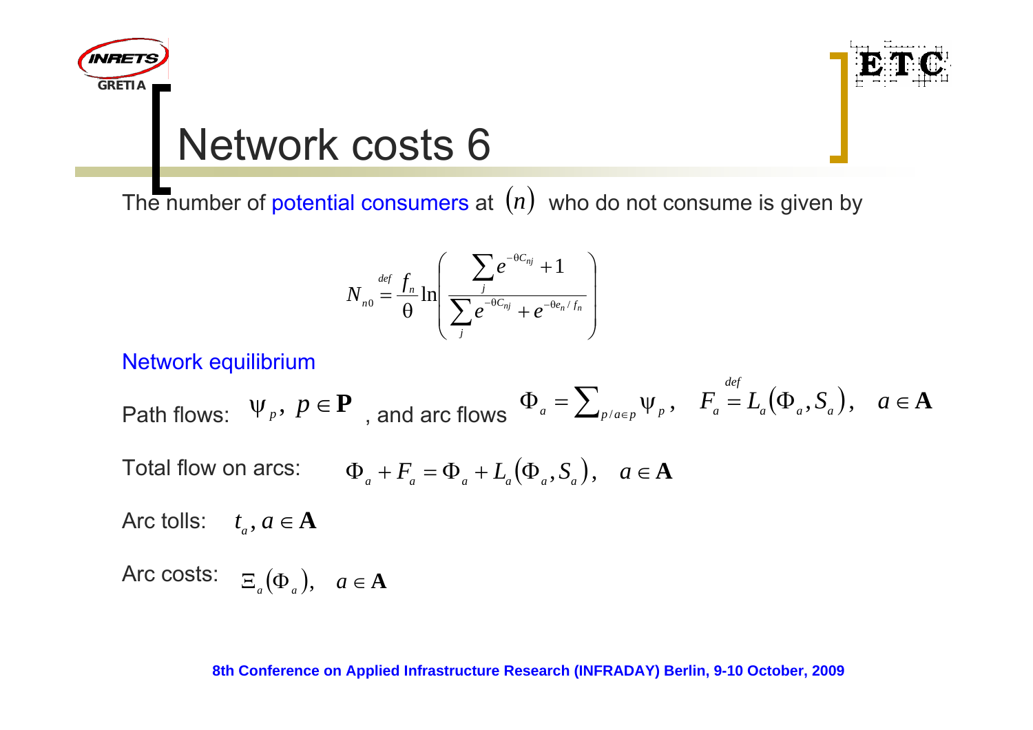# Network costs 6

The number of potential consumers at $(n)$ who do not consume is given by

$$N_{n0} \stackrel{def}{=} \frac{f_n}{\theta} \ln\left( \frac{\sum_j e^{-\theta C_{nj}} + 1}{\sum_j e^{-\theta C_{nj}} + e^{-\theta e_n / f_n}} \right)$$

Network equilibrium

Path flows: $\psi_p,\ p \in \mathbf{P}$ , and arc flows $\Phi_a = \sum_{p/a \in p} \psi_p, \quad F_a \stackrel{def}{=} L_a(\Phi_a, S_a), \quad a \in \mathbf{A}$

Total flow on arcs: $\Phi_a + F_a = \Phi_a + L_a(\Phi_a, S_a), \quad a \in \mathbf{A}$

Arc tolls: $t_a, a \in \mathbf{A}$

Arc costs: $\Xi_a(\Phi_a), \quad a \in \mathbf{A}$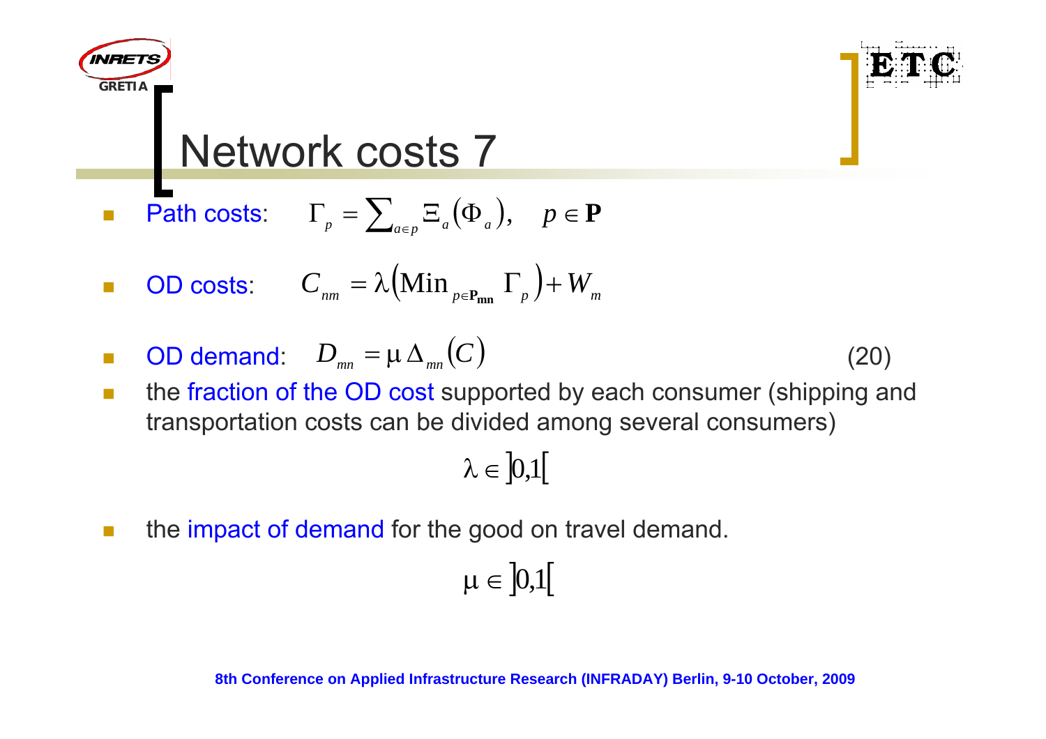# Network costs 7

- Path costs: $\Gamma_p = \sum_{a \in p} \Xi_a(\Phi_a), \quad p \in \mathbf{P}$

- OD costs: $C_{nm} = \lambda\left(\text{Min}_{p \in \mathbf{P_{mn}}} \Gamma_p\right) + W_m$

- OD demand: $D_{mn} = \mu \, \Delta_{mn}(C)$ (20)

- the fraction of the OD cost supported by each consumer (shipping and transportation costs can be divided among several consumers)

$$\lambda \in ]0,1[$$

- the impact of demand for the good on travel demand.

$$\mu \in ]0,1[$$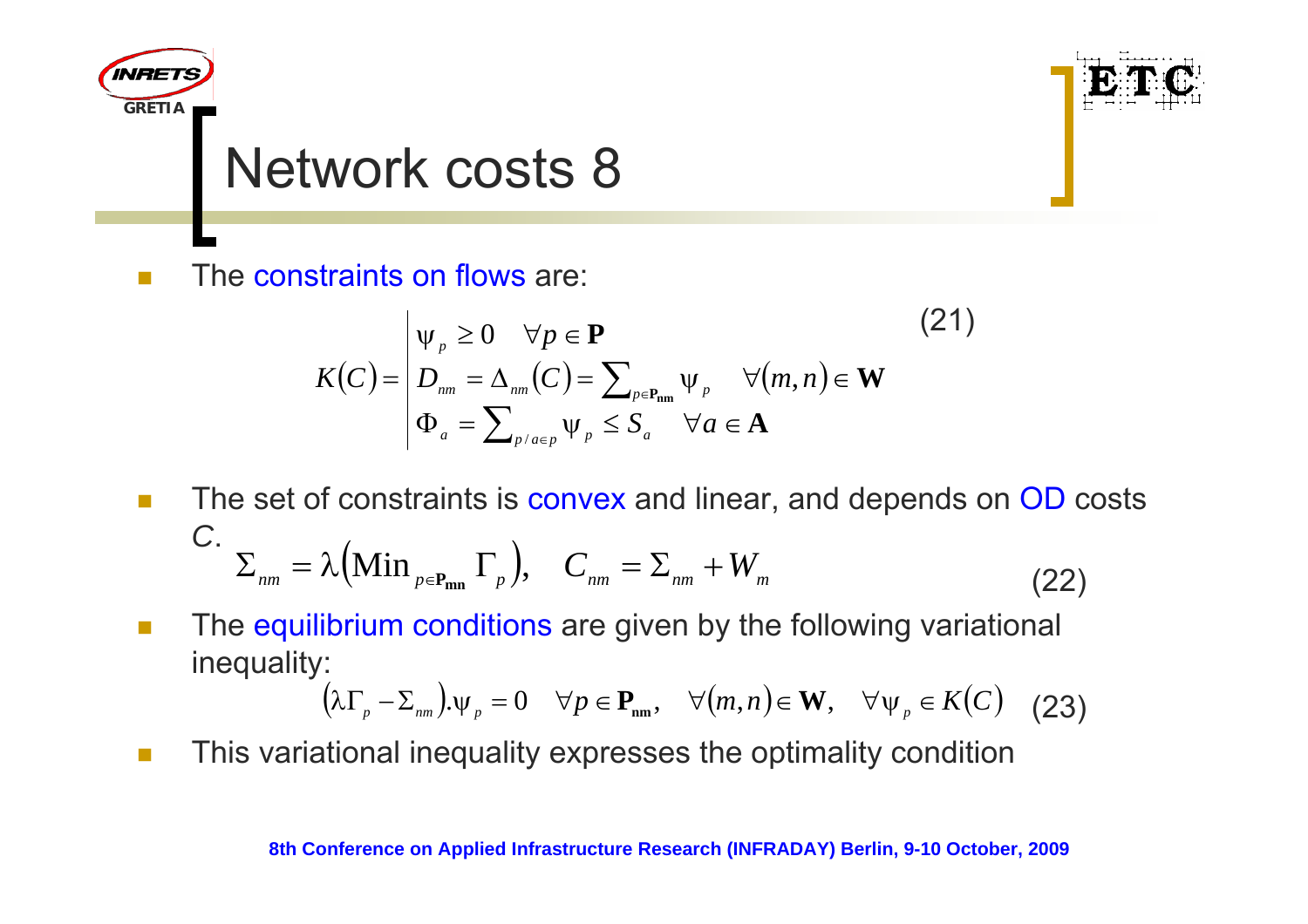# Network costs 8

- The constraints on flows are:

$$K(C) = \left| \begin{array}{l} \psi_p \geq 0 \quad \forall p \in \mathbf{P} \\ D_{nm} = \Delta_{nm}(C) = \sum_{p \in \mathbf{P_{nm}}} \psi_p \quad \forall (m,n) \in \mathbf{W} \\ \Phi_a = \sum_{p/a \in p} \psi_p \leq S_a \quad \forall a \in \mathbf{A} \end{array} \right. \tag{21}$$

- The set of constraints is convex and linear, and depends on OD costs *C*.

$$\Sigma_{nm} = \lambda \left( \mathrm{Min}_{p \in \mathbf{P_{mn}}} \Gamma_p \right), \quad C_{nm} = \Sigma_{nm} + W_m \tag{22}$$

- The equilibrium conditions are given by the following variational inequality:

$$\left( \lambda \Gamma_p - \Sigma_{nm} \right) . \psi_p = 0 \quad \forall p \in \mathbf{P_{nm}}, \quad \forall (m,n) \in \mathbf{W}, \quad \forall \psi_p \in K(C) \tag{23}$$

- This variational inequality expresses the optimality condition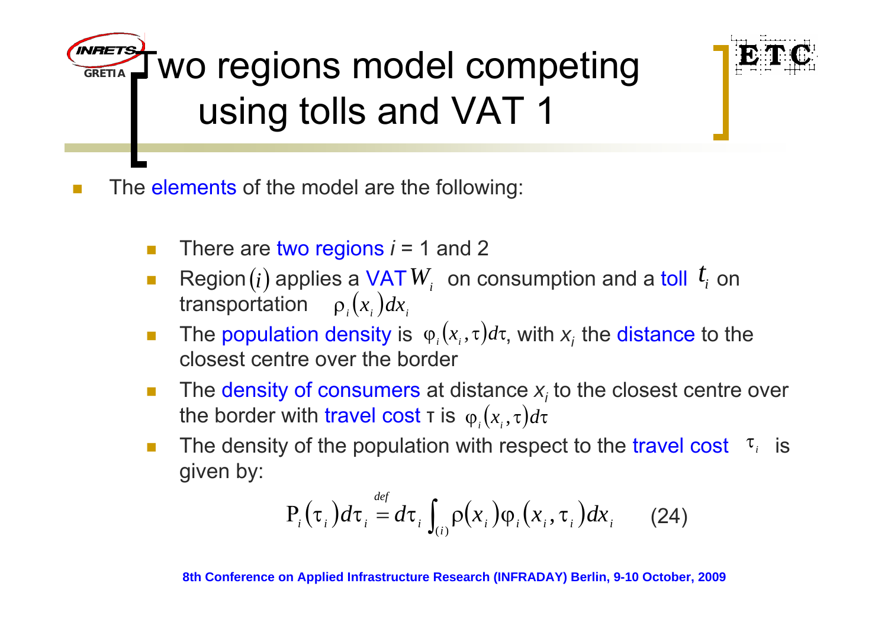# Two regions model competing using tolls and VAT 1

- The elements of the model are the following:
  - There are two regions $i$ = 1 and 2
  - Region $(i)$ applies a VAT $W_i$ on consumption and a toll $t_i$ on transportation $\rho_i(x_i)dx_i$
  - The population density is $\varphi_i(x_i,\tau)d\tau$, with $x_i$ the distance to the closest centre over the border
  - The density of consumers at distance $x_i$ to the closest centre over the border with travel cost τ is $\varphi_i(x_i,\tau)d\tau$
  - The density of the population with respect to the travel cost $\tau_i$ is given by:

$$\mathrm{P}_i(\tau_i)d\tau_i \overset{def}{=} d\tau_i \int_{(i)} \rho(x_i)\varphi_i(x_i,\tau_i)dx_i \qquad (24)$$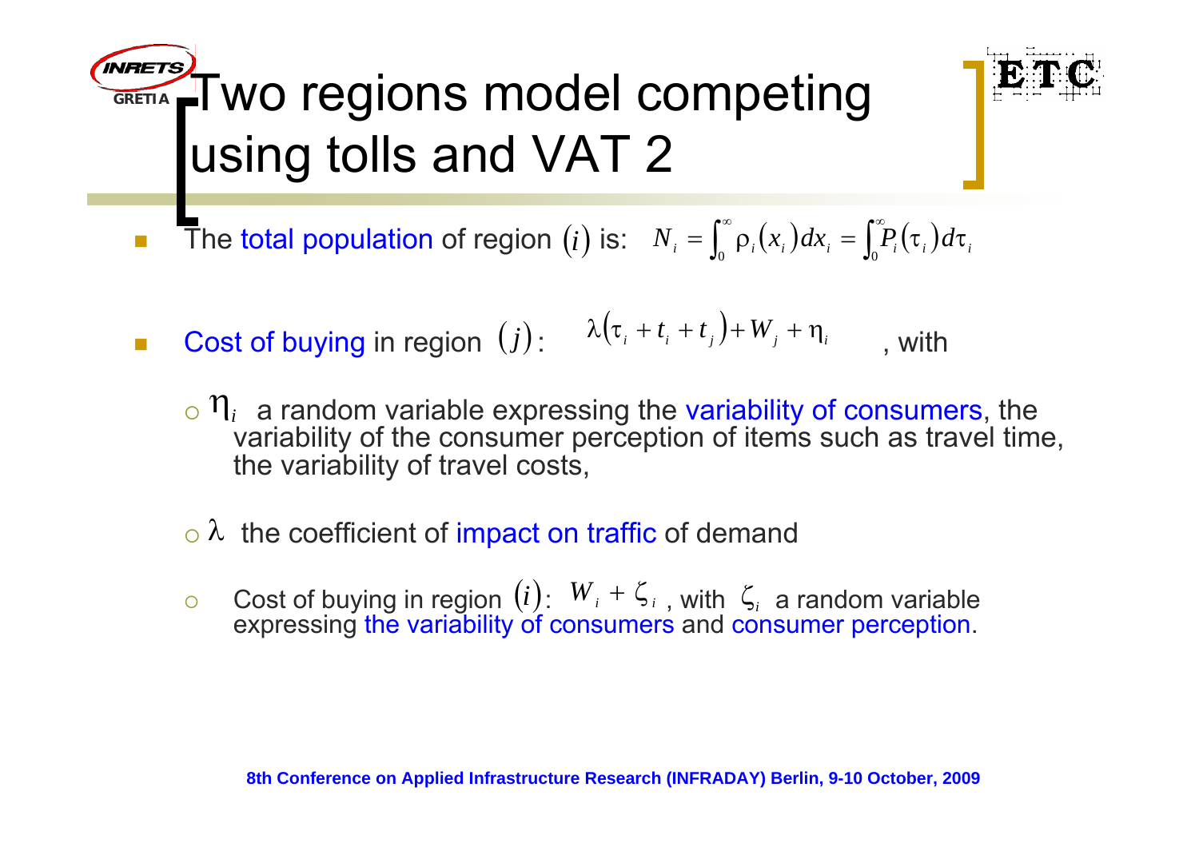# Two regions model competing using tolls and VAT 2

- The total population of region $(i)$ is: $N_i = \int_0^\infty \rho_i(x_i)\,dx_i = \int_0^\infty P_i(\tau_i)\,d\tau_i$

- Cost of buying in region $(j)$: $\lambda(\tau_i + t_i + t_j) + W_j + \eta_i$ , with

  - $\eta_i$ a random variable expressing the variability of consumers, the variability of the consumer perception of items such as travel time, the variability of travel costs,

  - $\lambda$ the coefficient of impact on traffic of demand

  - Cost of buying in region $(i)$: $W_i + \zeta_i$ , with $\zeta_i$ a random variable expressing the variability of consumers and consumer perception.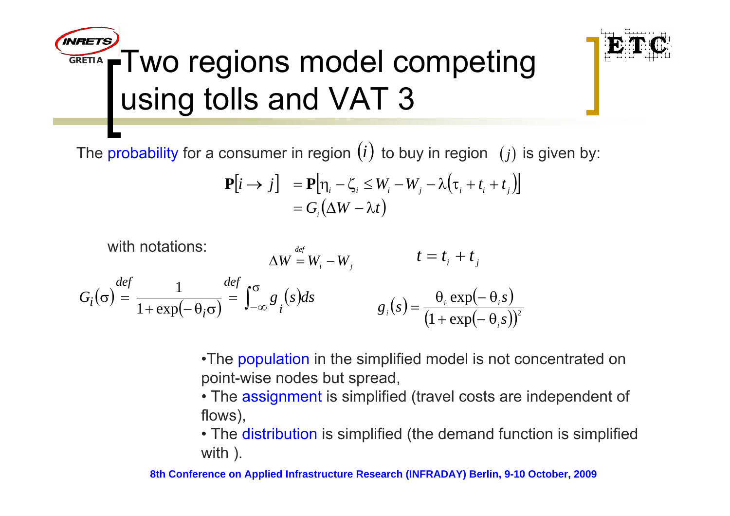# Two regions model competing using tolls and VAT 3

The probability for a consumer in region $(i)$ to buy in region $(j)$ is given by:

$$
\begin{aligned}
\mathbf{P}[i \to j] &= \mathbf{P}\left[\eta_i - \zeta_i \le W_i - W_j - \lambda\left(\tau_i + t_i + t_j\right)\right] \\
&= G_i\left(\Delta W - \lambda t\right)
\end{aligned}
$$

with notations:

$$
\Delta W \overset{def}{=} W_i - W_j \qquad t = t_i + t_j
$$

$$
G_i(\sigma) \overset{def}{=} \frac{1}{1+\exp(-\theta_i \sigma)} \overset{def}{=} \int_{-\infty}^{\sigma} g_i(s)ds \qquad g_i(s) = \frac{\theta_i \exp(-\theta_i s)}{\left(1+\exp(-\theta_i s)\right)^2}
$$

- The population in the simplified model is not concentrated on point-wise nodes but spread,
- The assignment is simplified (travel costs are independent of flows),
- The distribution is simplified (the demand function is simplified with ).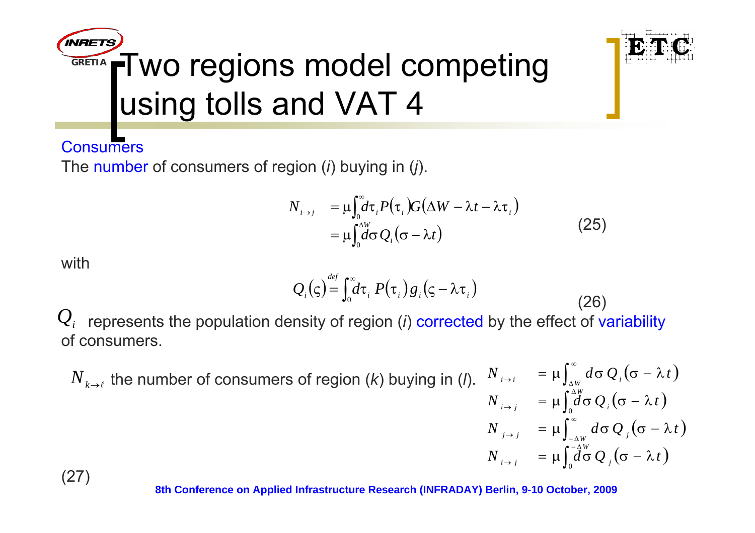# Two regions model competing using tolls and VAT 4

Consumers

The number of consumers of region (*i*) buying in (*j*).

$$\begin{aligned} N_{i\to j} &= \mu\int_0^\infty d\tau_i P(\tau_i) G(\Delta W - \lambda t - \lambda\tau_i) \\ &= \mu\int_0^{\Delta W} d\sigma\, Q_i(\sigma - \lambda t) \end{aligned} \qquad (25)$$

with

$$Q_i(\varsigma) \overset{def}{=} \int_0^\infty d\tau_i\, P(\tau_i)\, g_i(\varsigma - \lambda\tau_i) \qquad (26)$$

$Q_i$ represents the population density of region (*i*) corrected by the effect of variability of consumers.

$N_{k\to\ell}$ the number of consumers of region (*k*) buying in (*l*).

$$\begin{aligned} N_{i\to i} &= \mu\int_{\Delta W}^\infty d\sigma\, Q_i(\sigma - \lambda t) \\ N_{i\to j} &= \mu\int_0^{\Delta W} d\sigma\, Q_i(\sigma - \lambda t) \\ N_{j\to j} &= \mu\int_{-\Delta W}^\infty d\sigma\, Q_j(\sigma - \lambda t) \\ N_{i\to j} &= \mu\int_0^{-\Delta W} d\sigma\, Q_j(\sigma - \lambda t) \end{aligned}$$

(27)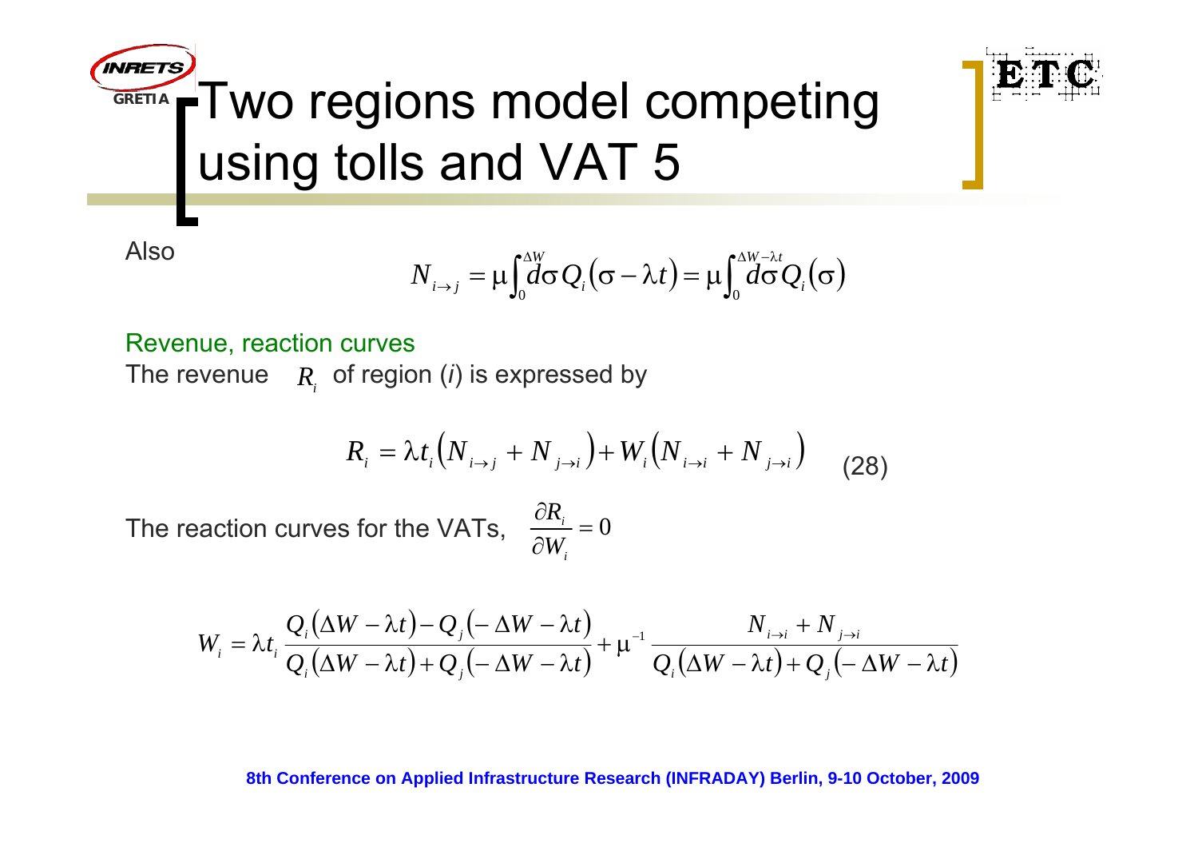# Two regions model competing using tolls and VAT 5

Also

$$N_{i \to j} = \mu \int_0^{\Delta W} d\sigma \, Q_i(\sigma - \lambda t) = \mu \int_0^{\Delta W - \lambda t} d\sigma \, Q_i(\sigma)$$

Revenue, reaction curves

The revenue $R_i$ of region ($i$) is expressed by

$$R_i = \lambda t_i \left( N_{i \to j} + N_{j \to i} \right) + W_i \left( N_{i \to i} + N_{j \to i} \right) \qquad (28)$$

The reaction curves for the VATs, $\dfrac{\partial R_i}{\partial W_i} = 0$

$$W_i = \lambda t_i \frac{Q_i(\Delta W - \lambda t) - Q_j(-\Delta W - \lambda t)}{Q_i(\Delta W - \lambda t) + Q_j(-\Delta W - \lambda t)} + \mu^{-1} \frac{N_{i \to i} + N_{j \to i}}{Q_i(\Delta W - \lambda t) + Q_j(-\Delta W - \lambda t)}$$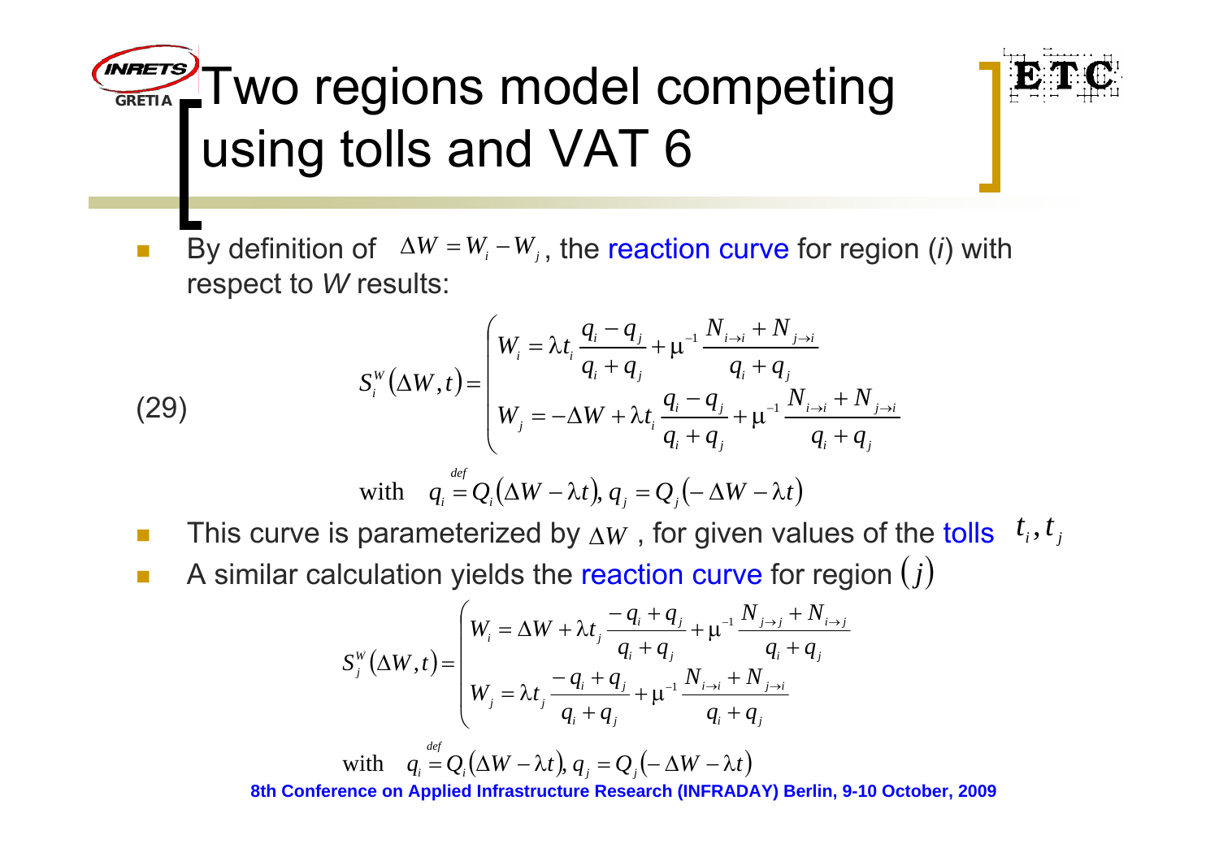# Two regions model competing using tolls and VAT 6

- By definition of $\Delta W = W_i - W_j$, the reaction curve for region (*i*) with respect to *W* results:

$$
S_i^W(\Delta W, t) = \begin{pmatrix} W_i = \lambda t_i \dfrac{q_i - q_j}{q_i + q_j} + \mu^{-1} \dfrac{N_{i \to i} + N_{j \to i}}{q_i + q_j} \\ W_j = -\Delta W + \lambda t_i \dfrac{q_i - q_j}{q_i + q_j} + \mu^{-1} \dfrac{N_{i \to i} + N_{j \to i}}{q_i + q_j} \end{pmatrix} \quad (29)
$$

$$
\text{with} \quad q_i \overset{def}{=} Q_i(\Delta W - \lambda t),\; q_j = Q_j(-\Delta W - \lambda t)
$$

- This curve is parameterized by $\Delta W$, for given values of the tolls $t_i, t_j$
- A similar calculation yields the reaction curve for region $(j)$

$$
S_j^W(\Delta W, t) = \begin{pmatrix} W_i = \Delta W + \lambda t_j \dfrac{-q_i + q_j}{q_i + q_j} + \mu^{-1} \dfrac{N_{j \to j} + N_{i \to j}}{q_i + q_j} \\ W_j = \lambda t_j \dfrac{-q_i + q_j}{q_i + q_j} + \mu^{-1} \dfrac{N_{i \to i} + N_{j \to i}}{q_i + q_j} \end{pmatrix}
$$

$$
\text{with} \quad q_i \overset{def}{=} Q_i(\Delta W - \lambda t),\; q_j = Q_j(-\Delta W - \lambda t)
$$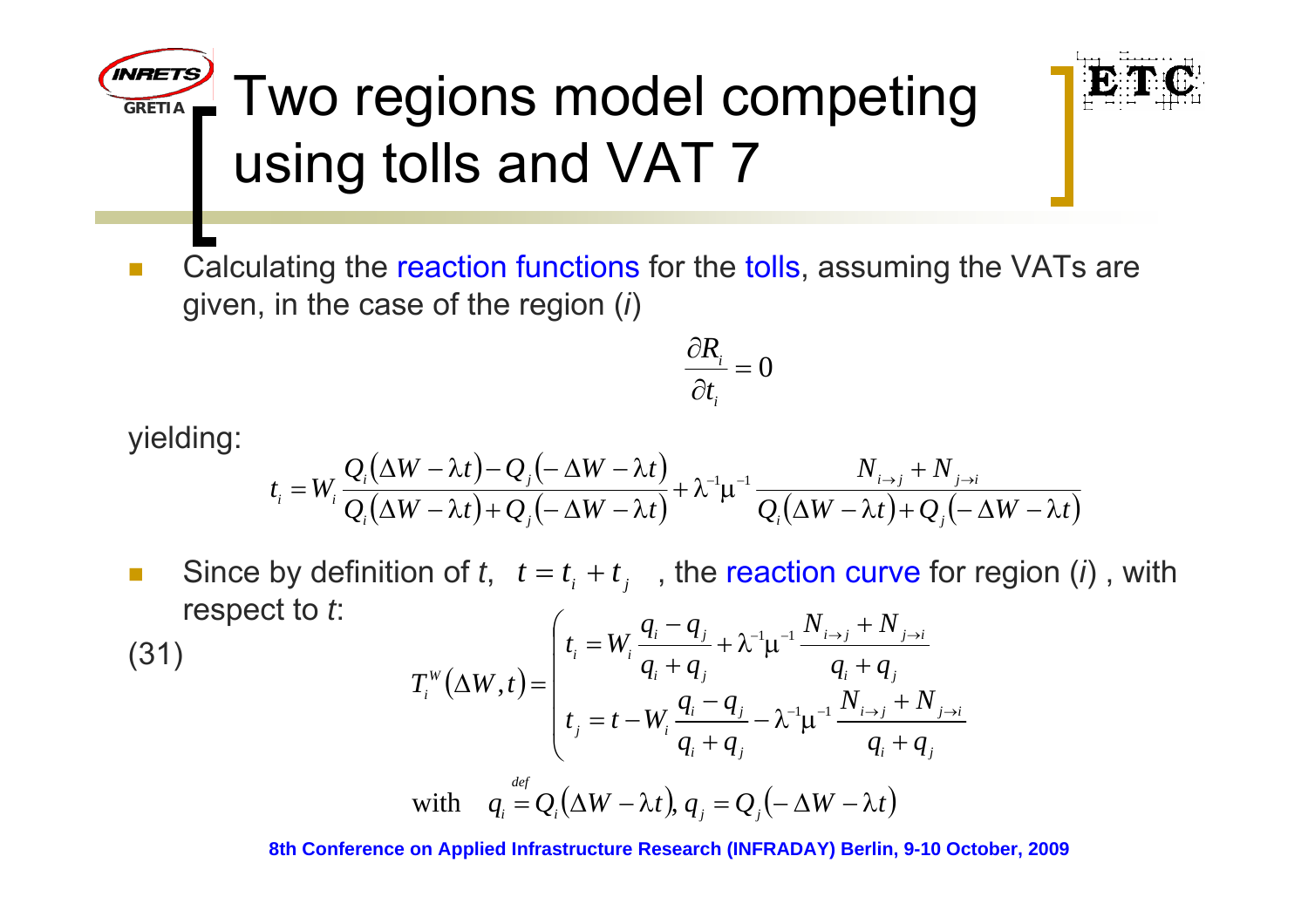# Two regions model competing using tolls and VAT 7

- Calculating the reaction functions for the tolls, assuming the VATs are given, in the case of the region (*i*)

$$\frac{\partial R_i}{\partial t_i} = 0$$

yielding:

$$t_i = W_i \frac{Q_i(\Delta W - \lambda t) - Q_j(-\Delta W - \lambda t)}{Q_i(\Delta W - \lambda t) + Q_j(-\Delta W - \lambda t)} + \lambda^{-1}\mu^{-1} \frac{N_{i \to j} + N_{j \to i}}{Q_i(\Delta W - \lambda t) + Q_j(-\Delta W - \lambda t)}$$

- Since by definition of *t*, $t = t_i + t_j$ , the reaction curve for region (*i*) , with respect to *t*:

(31)

$$T_i^W(\Delta W, t) = \begin{cases} t_i = W_i \dfrac{q_i - q_j}{q_i + q_j} + \lambda^{-1}\mu^{-1} \dfrac{N_{i \to j} + N_{j \to i}}{q_i + q_j} \\ t_j = t - W_i \dfrac{q_i - q_j}{q_i + q_j} - \lambda^{-1}\mu^{-1} \dfrac{N_{i \to j} + N_{j \to i}}{q_i + q_j} \end{cases}$$

$$\text{with} \quad q_i \overset{def}{=} Q_i(\Delta W - \lambda t), q_j = Q_j(-\Delta W - \lambda t)$$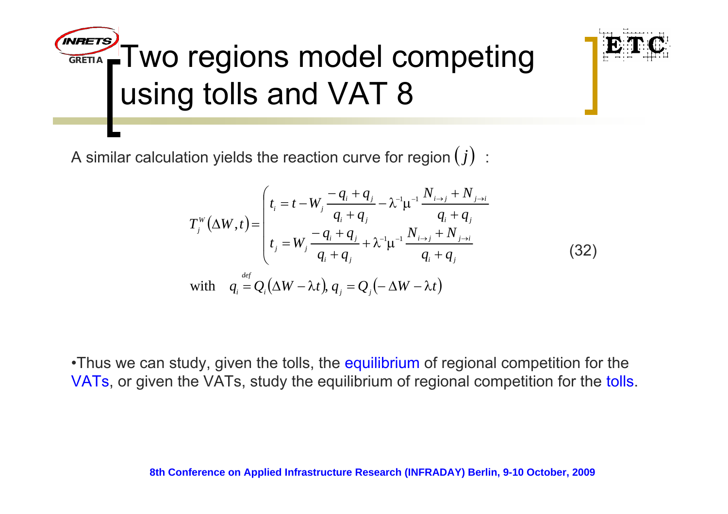# Two regions model competing using tolls and VAT 8

A similar calculation yields the reaction curve for region $(j)$ :

$$
T_j^W(\Delta W, t) = \begin{cases} t_i = t - W_j \dfrac{-q_i + q_j}{q_i + q_j} - \lambda^{-1}\mu^{-1} \dfrac{N_{i\to j} + N_{j\to i}}{q_i + q_j} \\ t_j = W_j \dfrac{-q_i + q_j}{q_i + q_j} + \lambda^{-1}\mu^{-1} \dfrac{N_{i\to j} + N_{j\to i}}{q_i + q_j} \end{cases} \tag{32}
$$

$$
\text{with} \quad q_i \overset{def}{=} Q_i(\Delta W - \lambda t),\ q_j = Q_j(-\Delta W - \lambda t)
$$

- Thus we can study, given the tolls, the equilibrium of regional competition for the VATs, or given the VATs, study the equilibrium of regional competition for the tolls.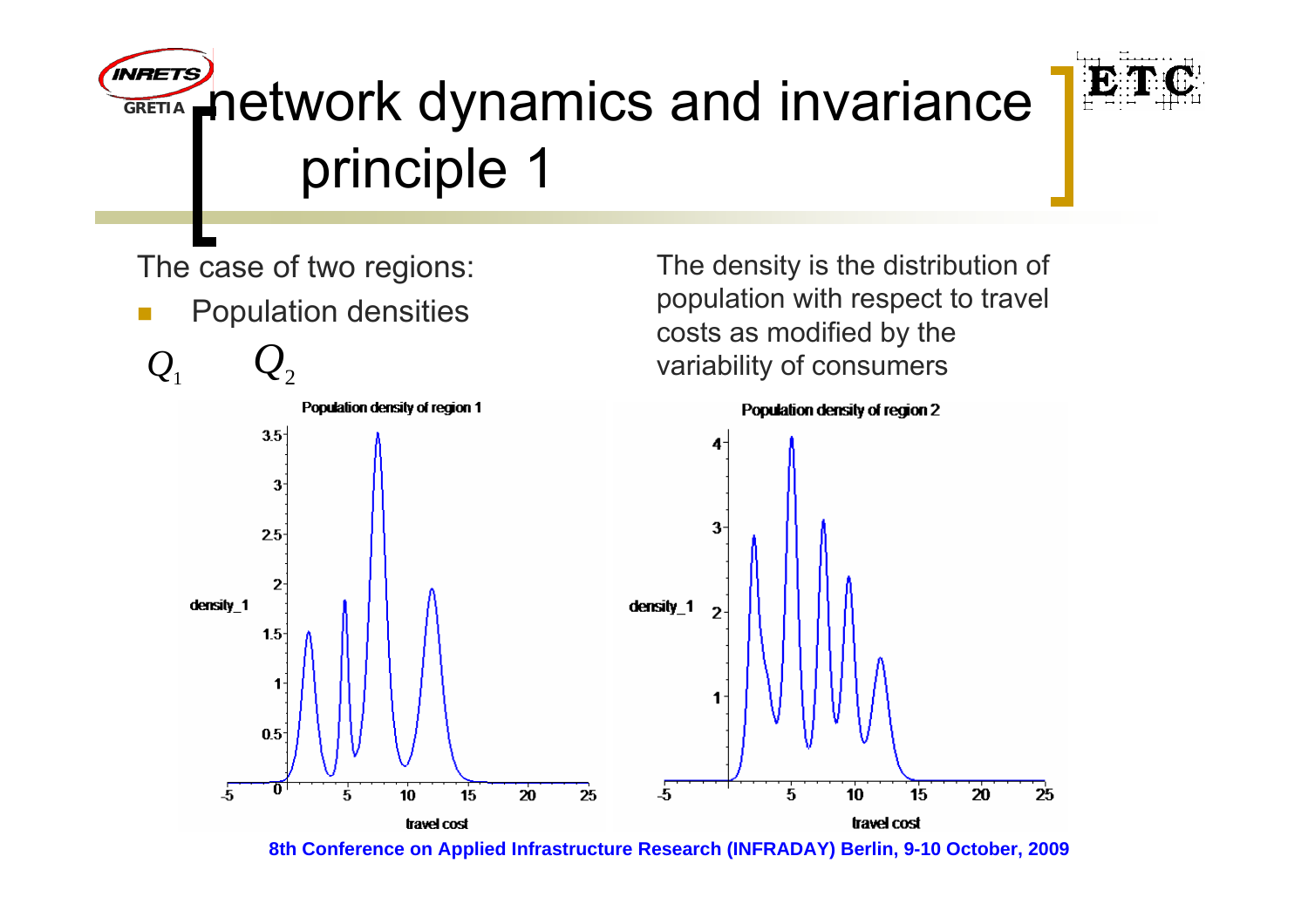# network dynamics and invariance principle 1

The case of two regions:

- Population densities

$Q_1$ $\quad Q_2$

The density is the distribution of population with respect to travel costs as modified by the variability of consumers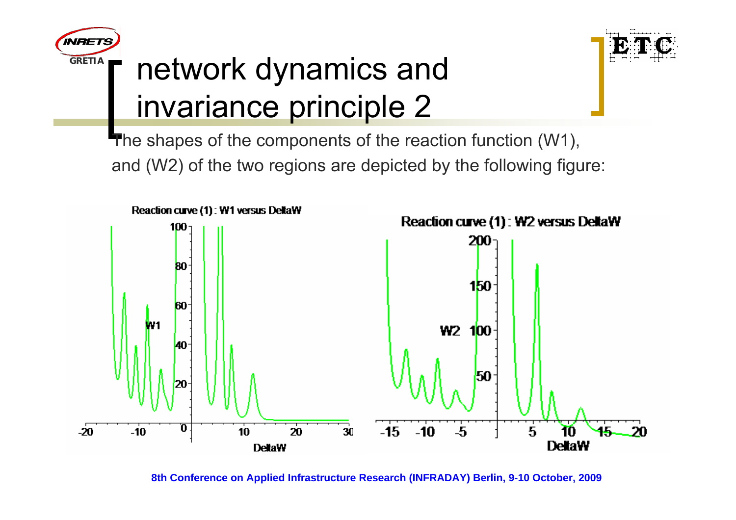# network dynamics and invariance principle 2

The shapes of the components of the reaction function (W1), and (W2) of the two regions are depicted by the following figure: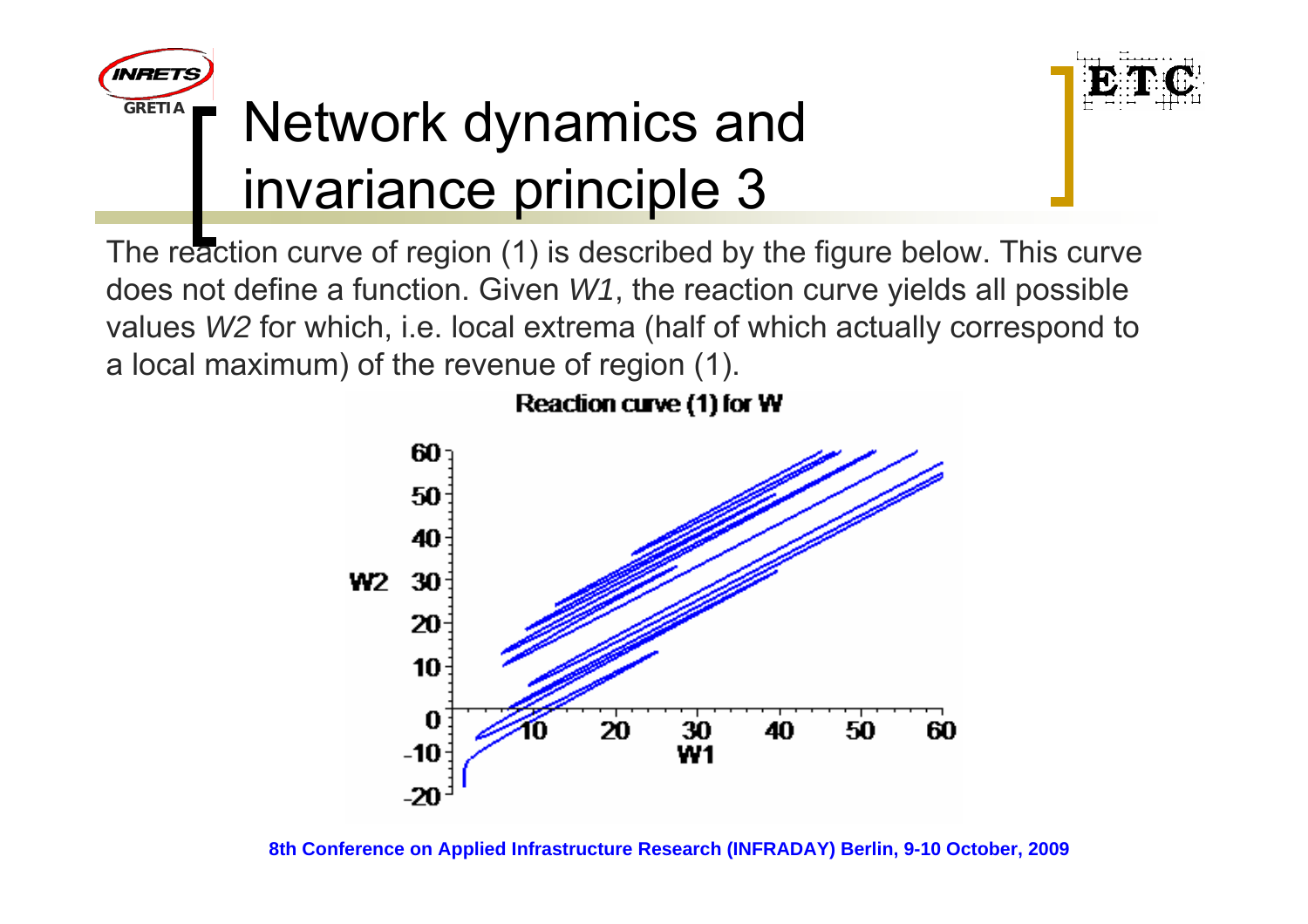# Network dynamics and invariance principle 3

The reaction curve of region (1) is described by the figure below. This curve does not define a function. Given *W1*, the reaction curve yields all possible values *W2* for which, i.e. local extrema (half of which actually correspond to a local maximum) of the revenue of region (1).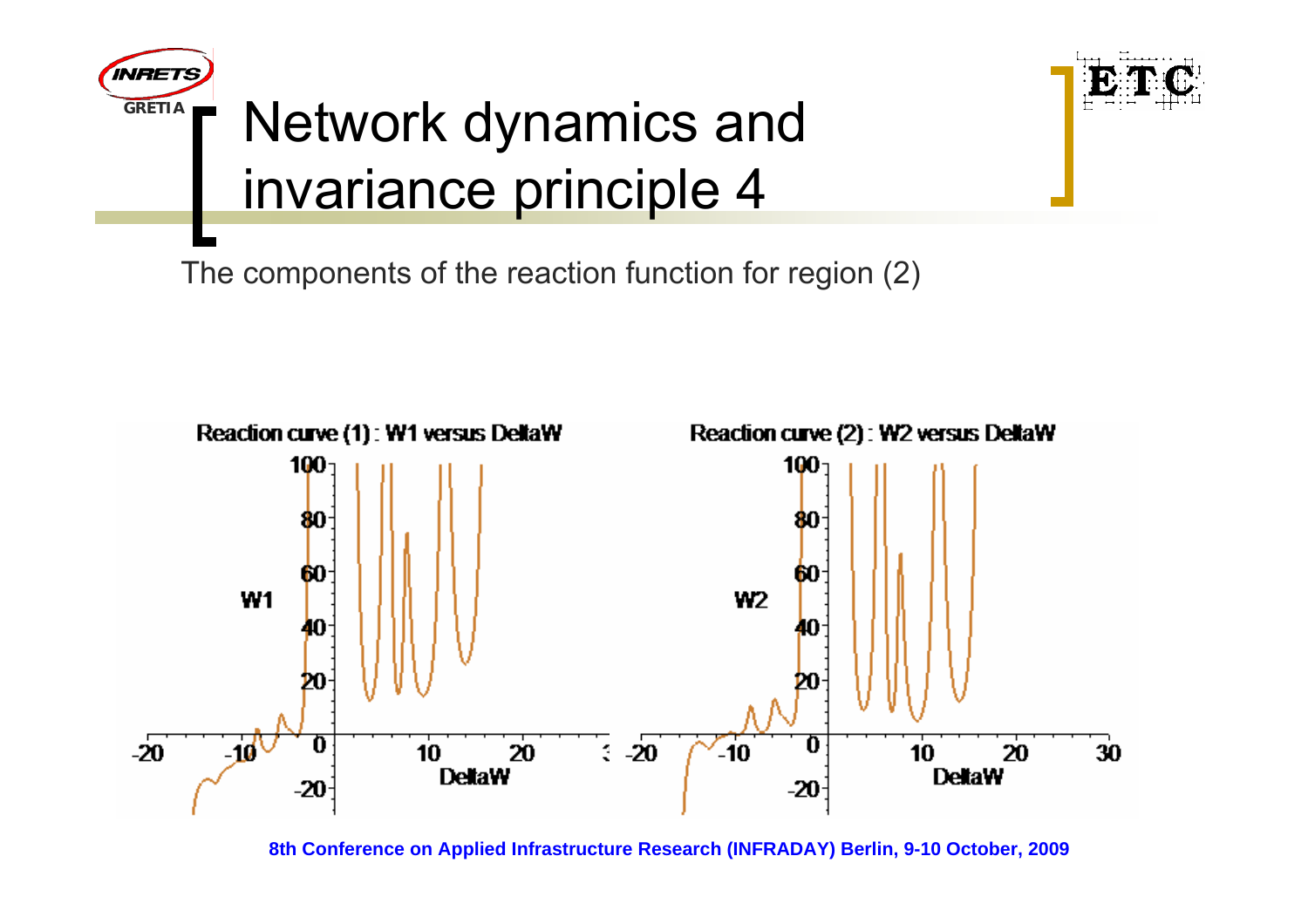# Network dynamics and invariance principle 4

The components of the reaction function for region (2)

Reaction curve (1) : W1 versus DeltaW

Reaction curve (2) : W2 versus DeltaW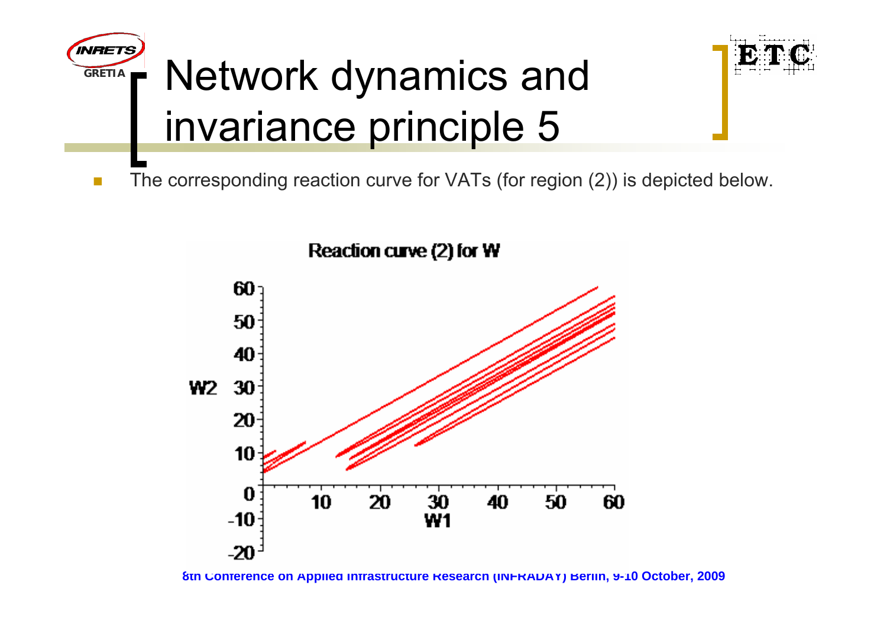# Network dynamics and invariance principle 5

- The corresponding reaction curve for VATs (for region (2)) is depicted below.

Reaction curve (2) for W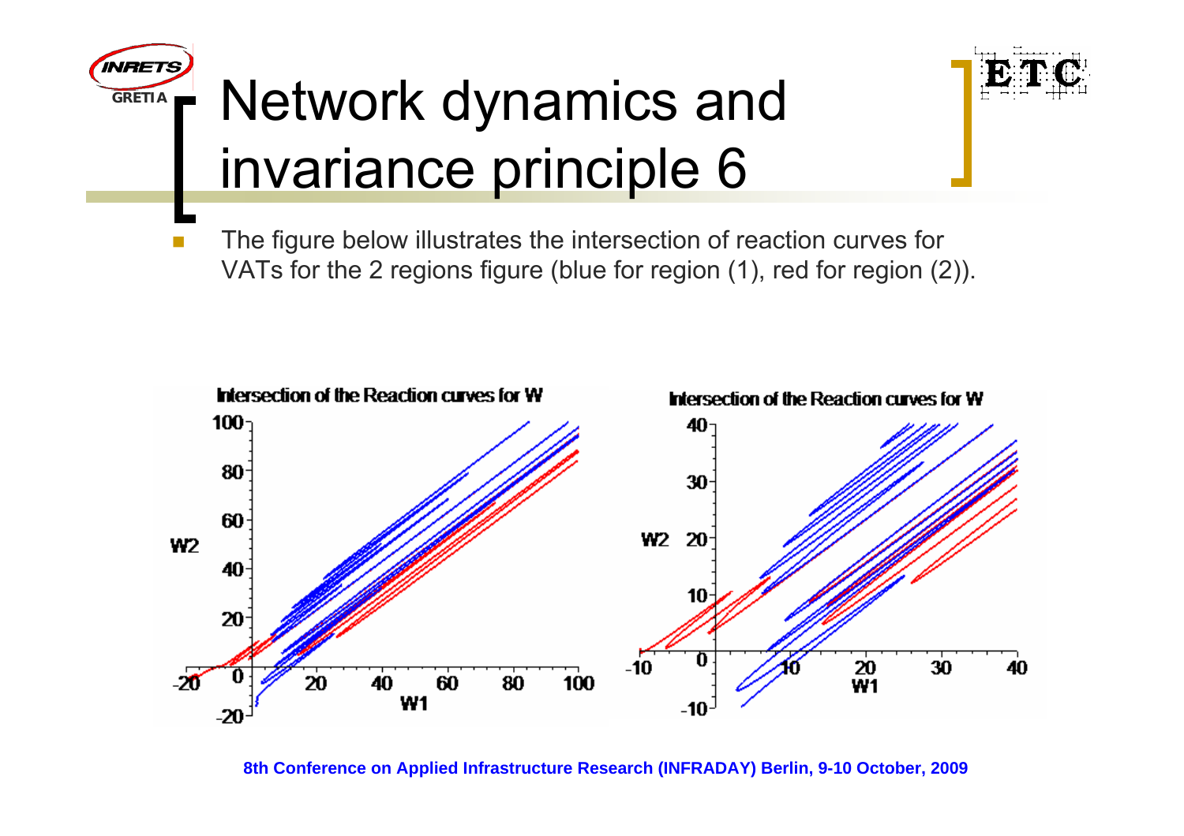# Network dynamics and invariance principle 6

- The figure below illustrates the intersection of reaction curves for VATs for the 2 regions figure (blue for region (1), red for region (2)).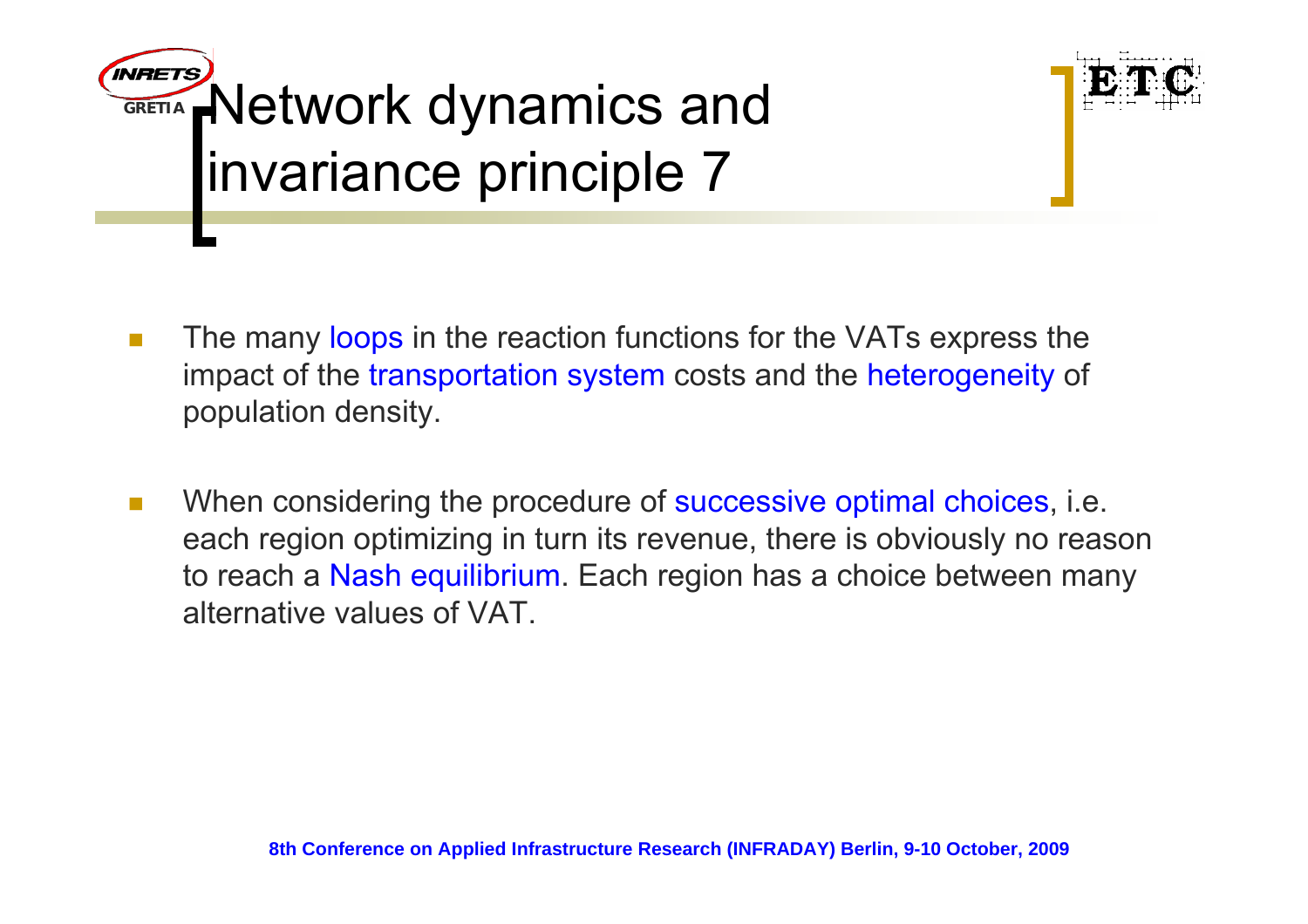# Network dynamics and invariance principle 7

- The many loops in the reaction functions for the VATs express the impact of the transportation system costs and the heterogeneity of population density.

- When considering the procedure of successive optimal choices, i.e. each region optimizing in turn its revenue, there is obviously no reason to reach a Nash equilibrium. Each region has a choice between many alternative values of VAT.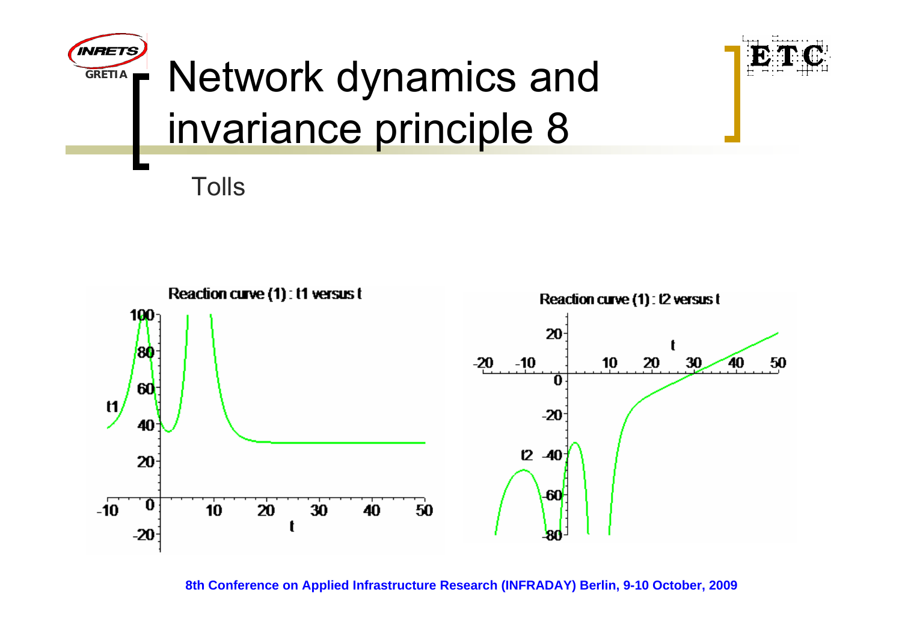# Network dynamics and invariance principle 8

Tolls

Reaction curve (1) : t1 versus t

Reaction curve (1) : t2 versus t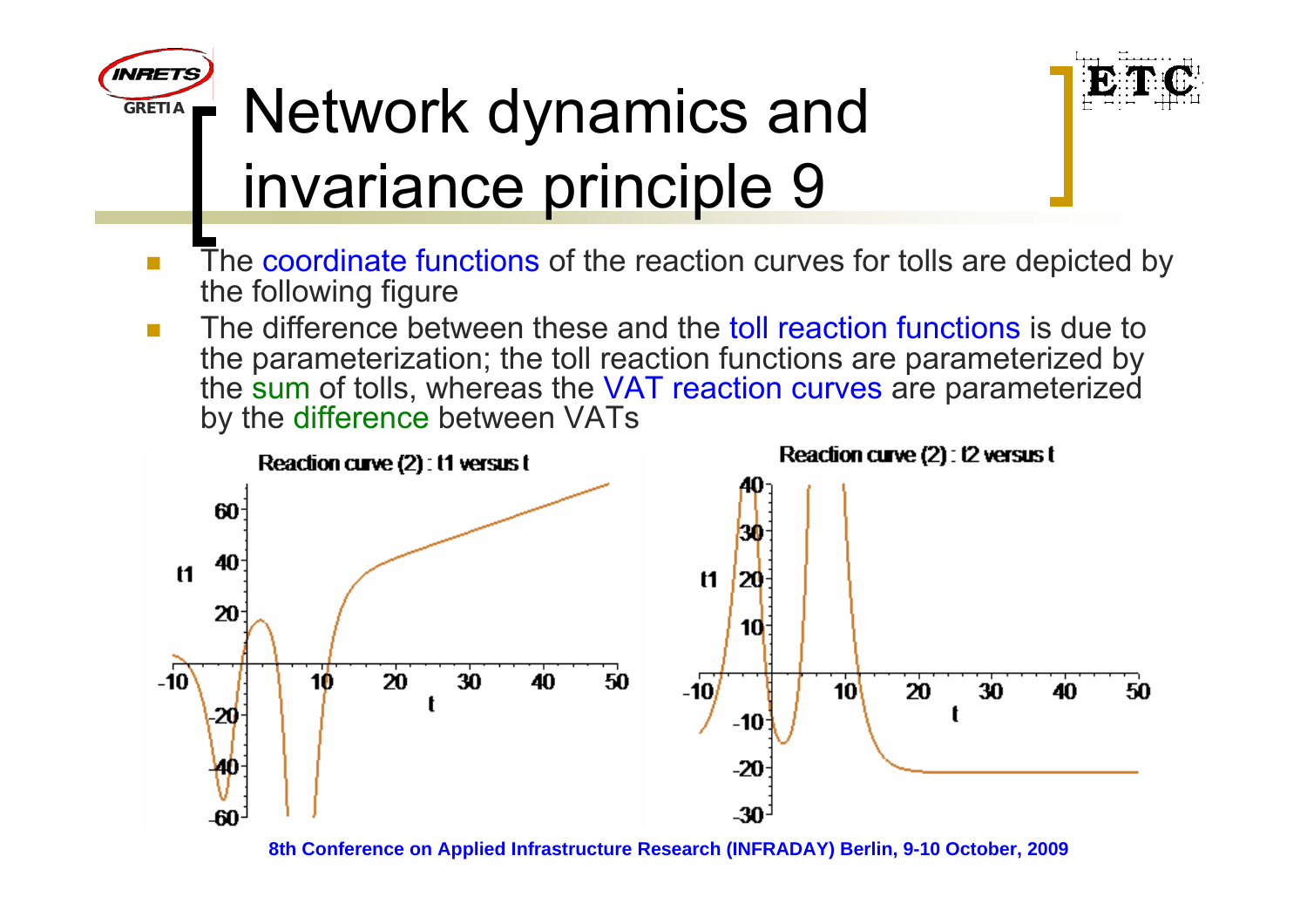# Network dynamics and invariance principle 9

- The coordinate functions of the reaction curves for tolls are depicted by the following figure
- The difference between these and the toll reaction functions is due to the parameterization; the toll reaction functions are parameterized by the sum of tolls, whereas the VAT reaction curves are parameterized by the difference between VATs

Reaction curve (2) : t1 versus t

Reaction curve (2) : t2 versus t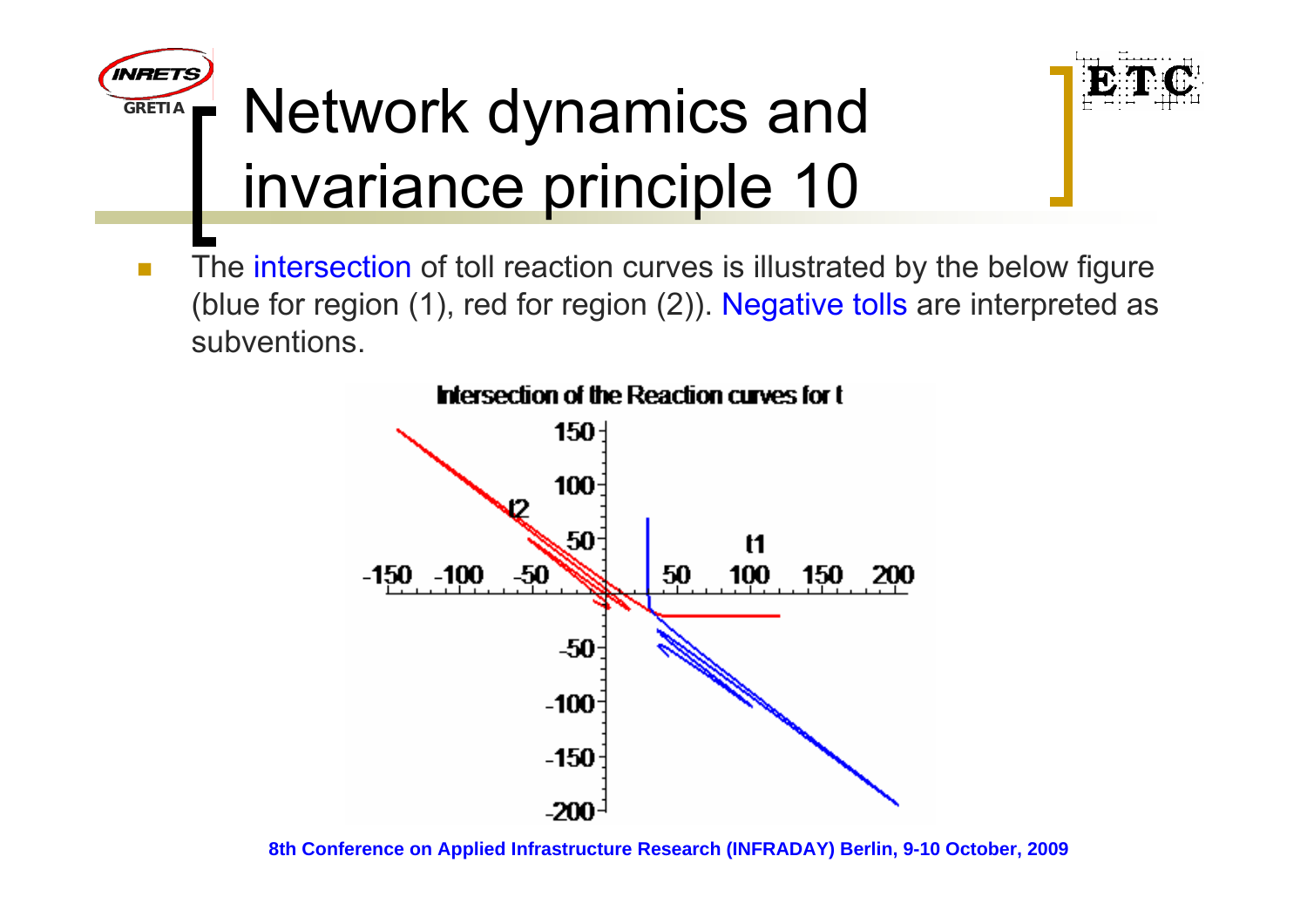# Network dynamics and invariance principle 10

- The intersection of toll reaction curves is illustrated by the below figure (blue for region (1), red for region (2)). Negative tolls are interpreted as subventions.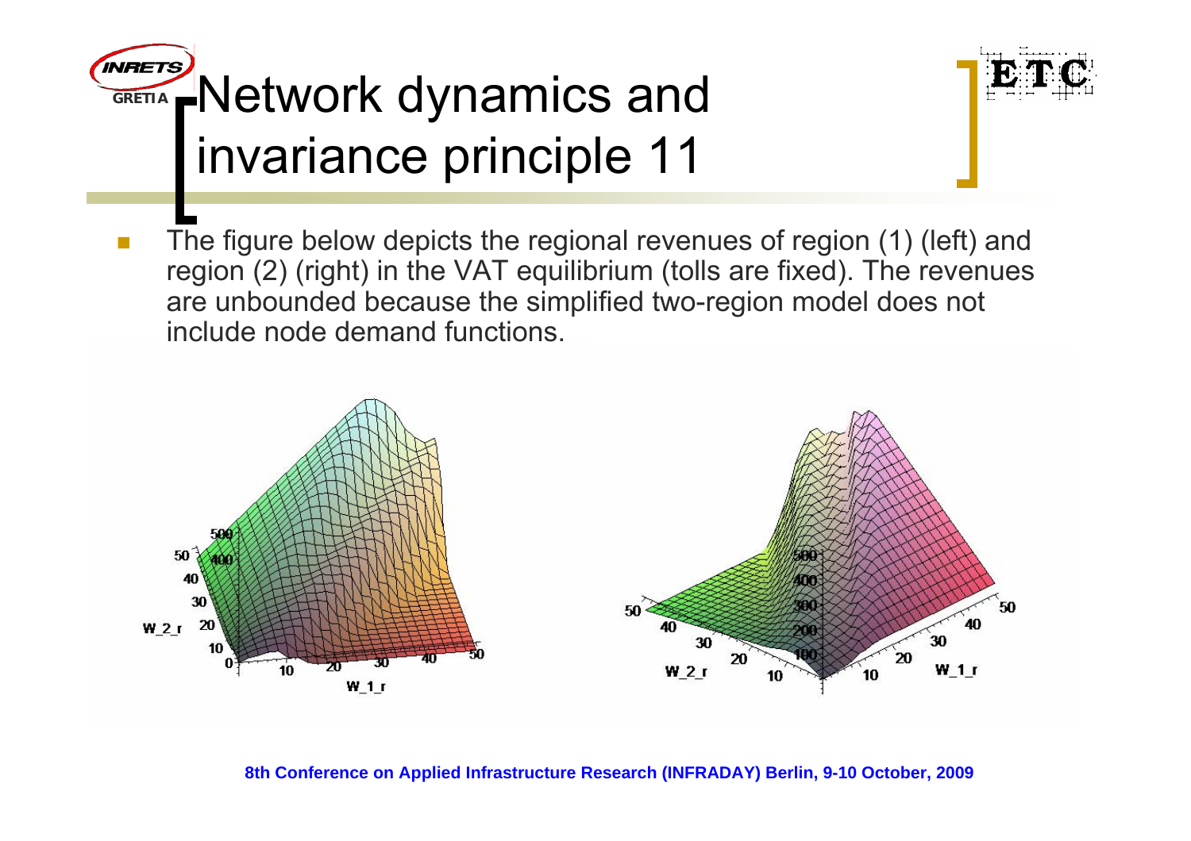# Network dynamics and invariance principle 11

- The figure below depicts the regional revenues of region (1) (left) and region (2) (right) in the VAT equilibrium (tolls are fixed). The revenues are unbounded because the simplified two-region model does not include node demand functions.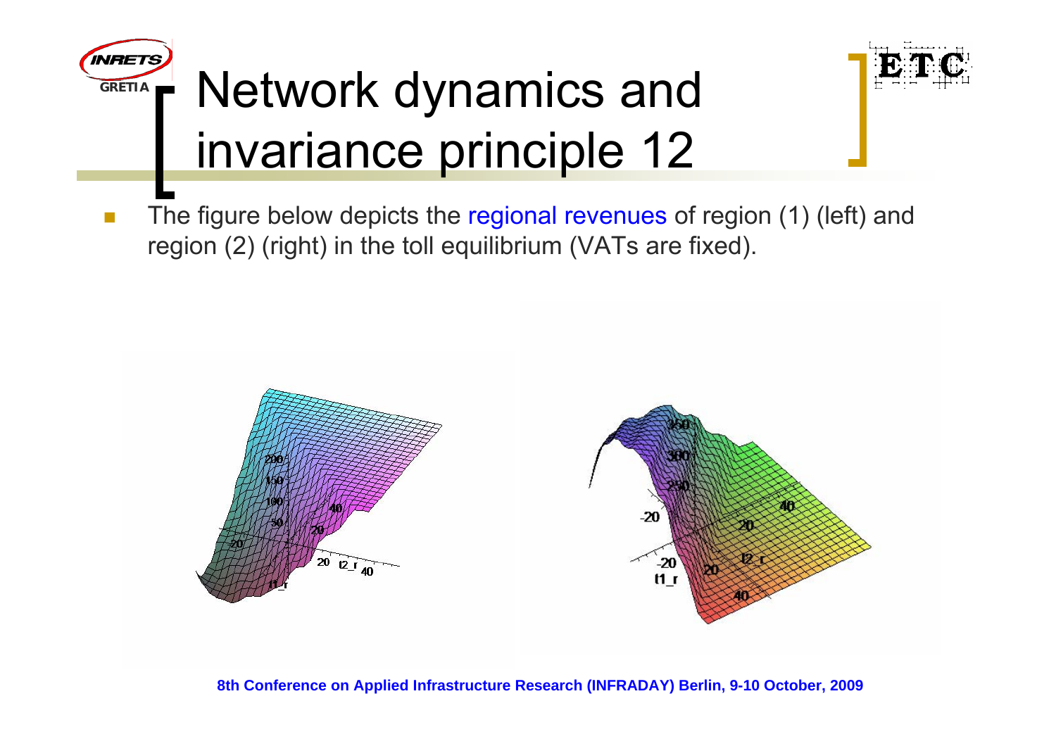# Network dynamics and invariance principle 12

- The figure below depicts the regional revenues of region (1) (left) and region (2) (right) in the toll equilibrium (VATs are fixed).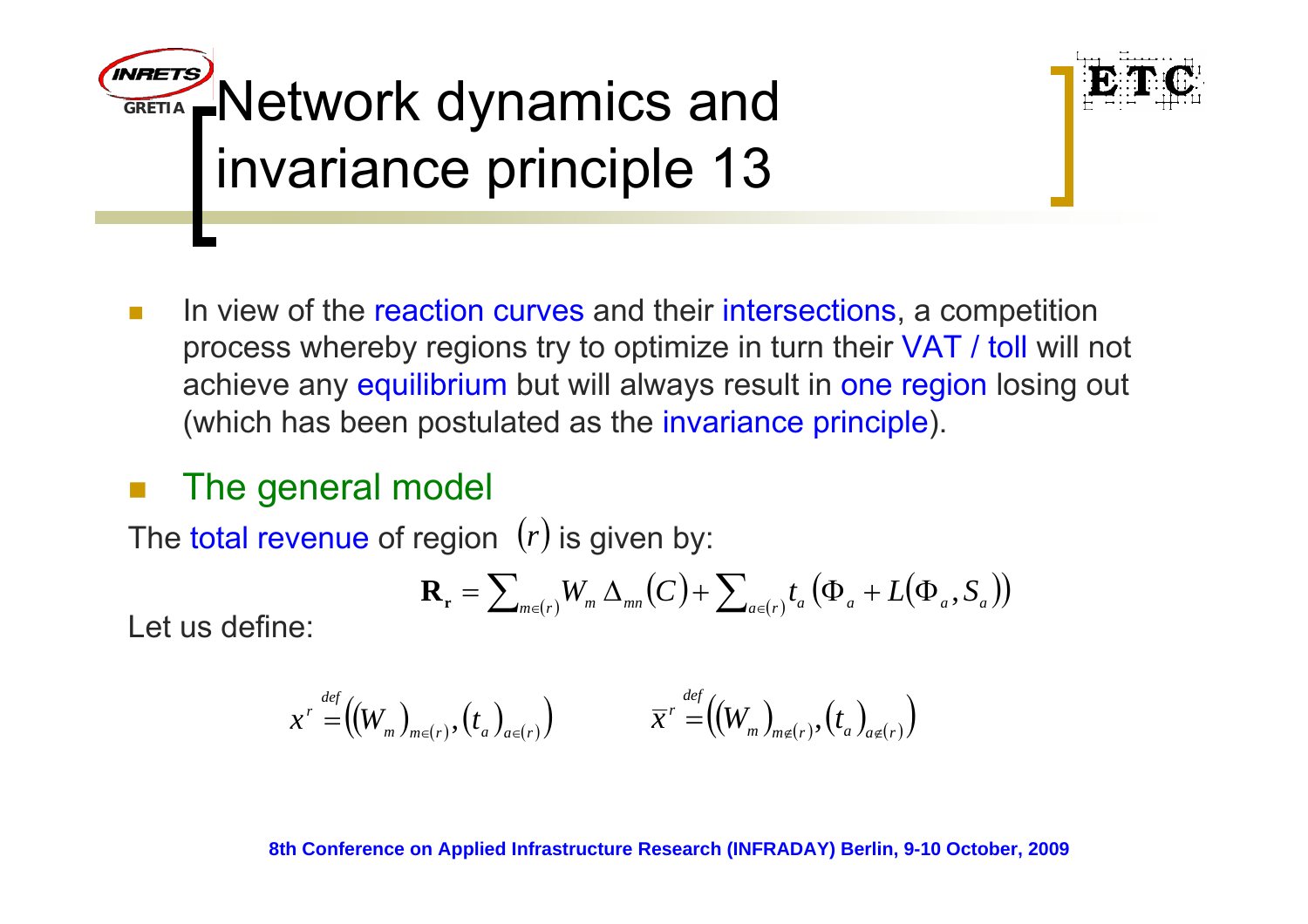# Network dynamics and invariance principle 13

- In view of the reaction curves and their intersections, a competition process whereby regions try to optimize in turn their VAT / toll will not achieve any equilibrium but will always result in one region losing out (which has been postulated as the invariance principle).

- The general model

The total revenue of region $(r)$ is given by:

$$\mathbf{R_r} = \sum_{m\in(r)} W_m \, \Delta_{mn}(C) + \sum_{a\in(r)} t_a \left(\Phi_a + L(\Phi_a, S_a)\right)$$

Let us define:

$$x^r \overset{def}{=} \left( (W_m)_{m\in(r)}, (t_a)_{a\in(r)} \right) \qquad \bar{x}^r \overset{def}{=} \left( (W_m)_{m\notin(r)}, (t_a)_{a\notin(r)} \right)$$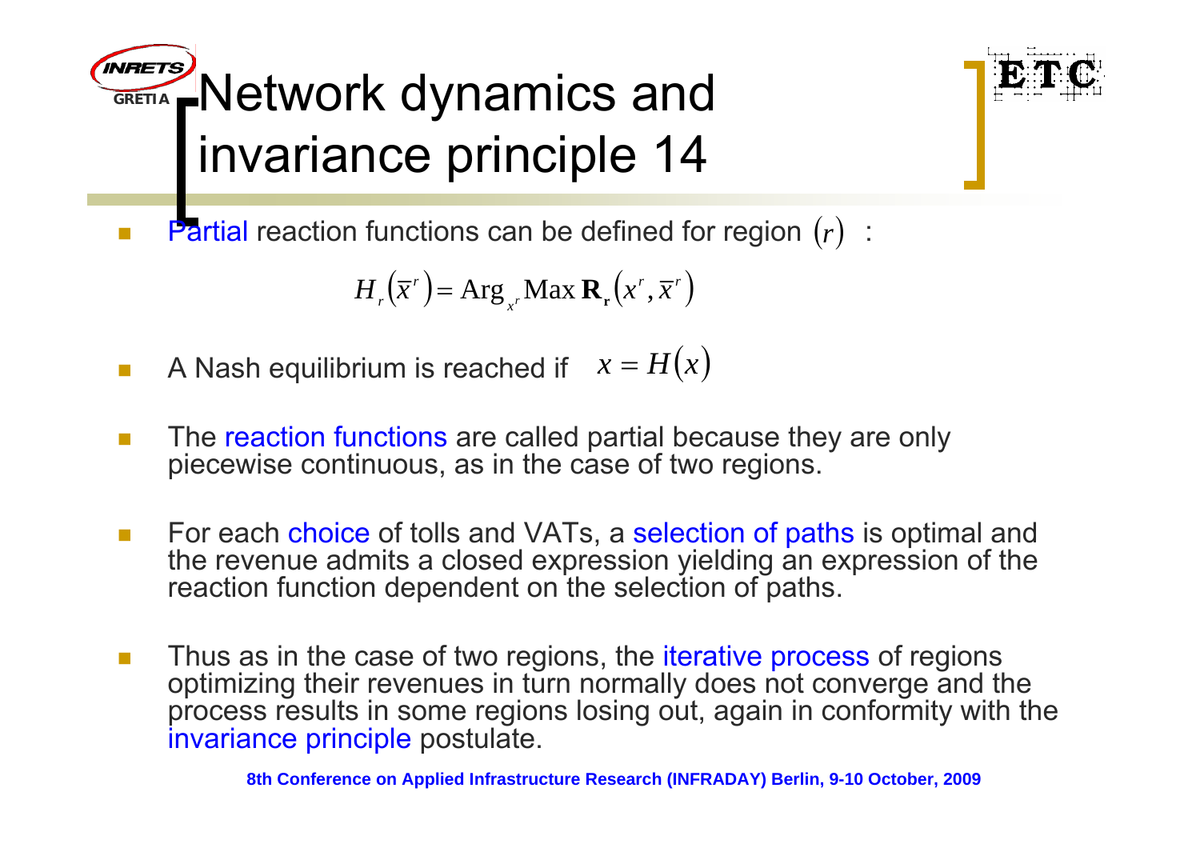# Network dynamics and invariance principle 14

- Partial reaction functions can be defined for region $(r)$ :

$$H_r\left(\overline{x}^r\right) = \text{Arg}_{x^r}\text{Max}\,\mathbf{R}_\mathbf{r}\left(x^r, \overline{x}^r\right)$$

- A Nash equilibrium is reached if $x = H(x)$
- The reaction functions are called partial because they are only piecewise continuous, as in the case of two regions.
- For each choice of tolls and VATs, a selection of paths is optimal and the revenue admits a closed expression yielding an expression of the reaction function dependent on the selection of paths.
- Thus as in the case of two regions, the iterative process of regions optimizing their revenues in turn normally does not converge and the process results in some regions losing out, again in conformity with the invariance principle postulate.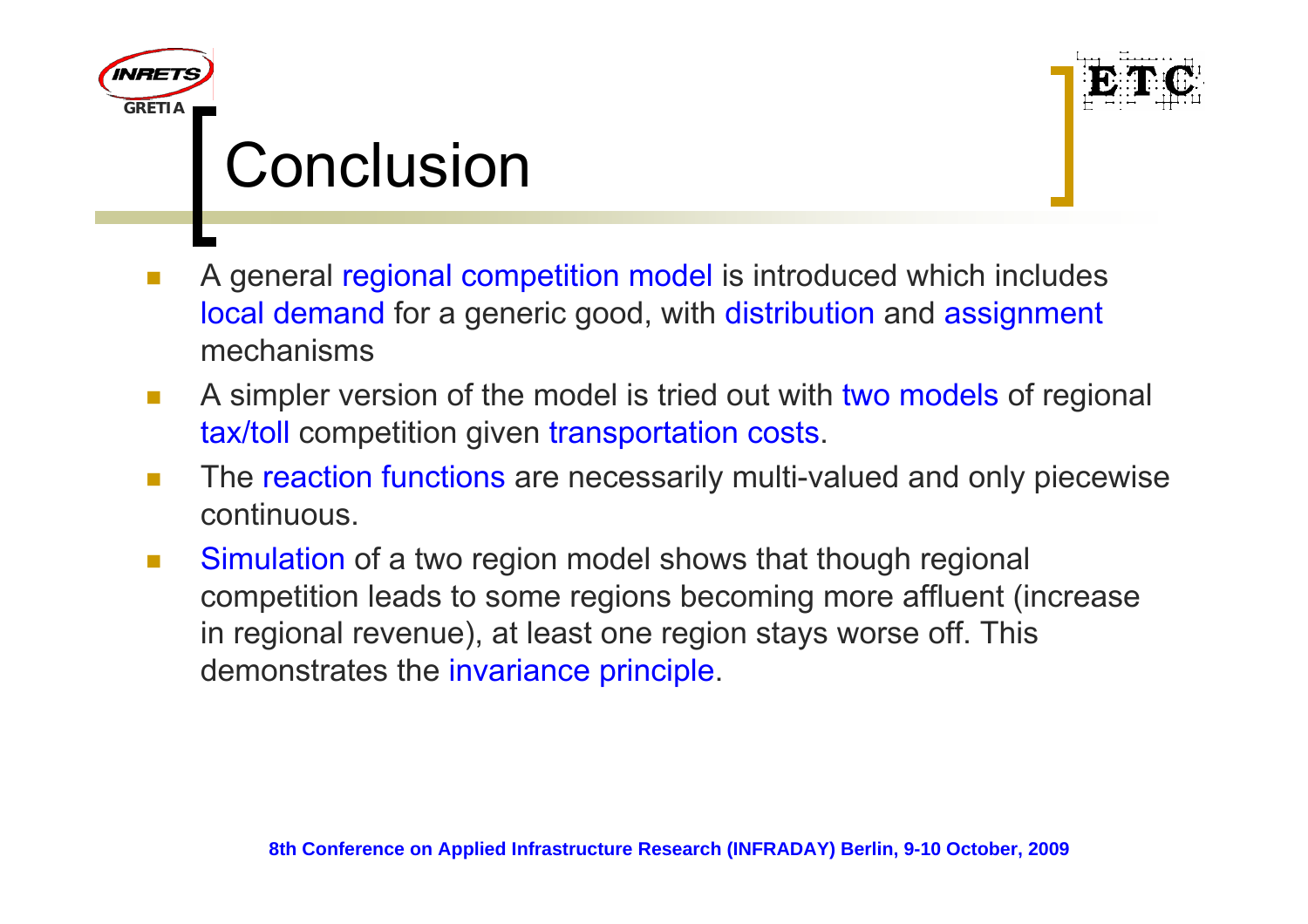# Conclusion

- A general regional competition model is introduced which includes local demand for a generic good, with distribution and assignment mechanisms
- A simpler version of the model is tried out with two models of regional tax/toll competition given transportation costs.
- The reaction functions are necessarily multi-valued and only piecewise continuous.
- Simulation of a two region model shows that though regional competition leads to some regions becoming more affluent (increase in regional revenue), at least one region stays worse off. This demonstrates the invariance principle.